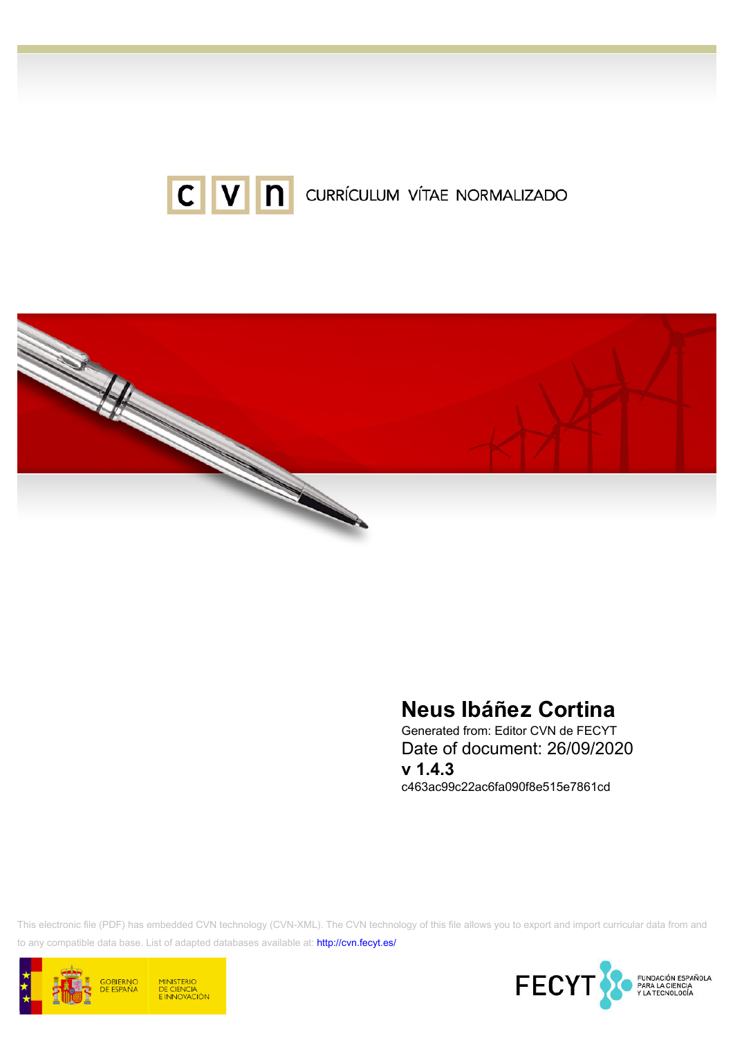CVN CURRÍCULUM VÍTAE NORMALIZADO

# Neus Ibáñez Cortina

Generated from: Editor CVN de FECYT

Date of document: 26/09/2020

**v 1.4.3**

c463ac99c22ac6fa090f8e515e7861cd

This electronic file (PDF) has embedded CVN technology (CVN-XML). The CVN technology of this file allows you to export and import curricular data from and to any compatible data base. List of adapted databases available at: http://cvn.fecyt.es/

GOBIERNO DE ESPAÑA — MINISTERIO DE CIENCIA E INNOVACIÓN

FECYT — FUNDACIÓN ESPAÑOLA PARA LA CIENCIA Y LA TECNOLOGÍA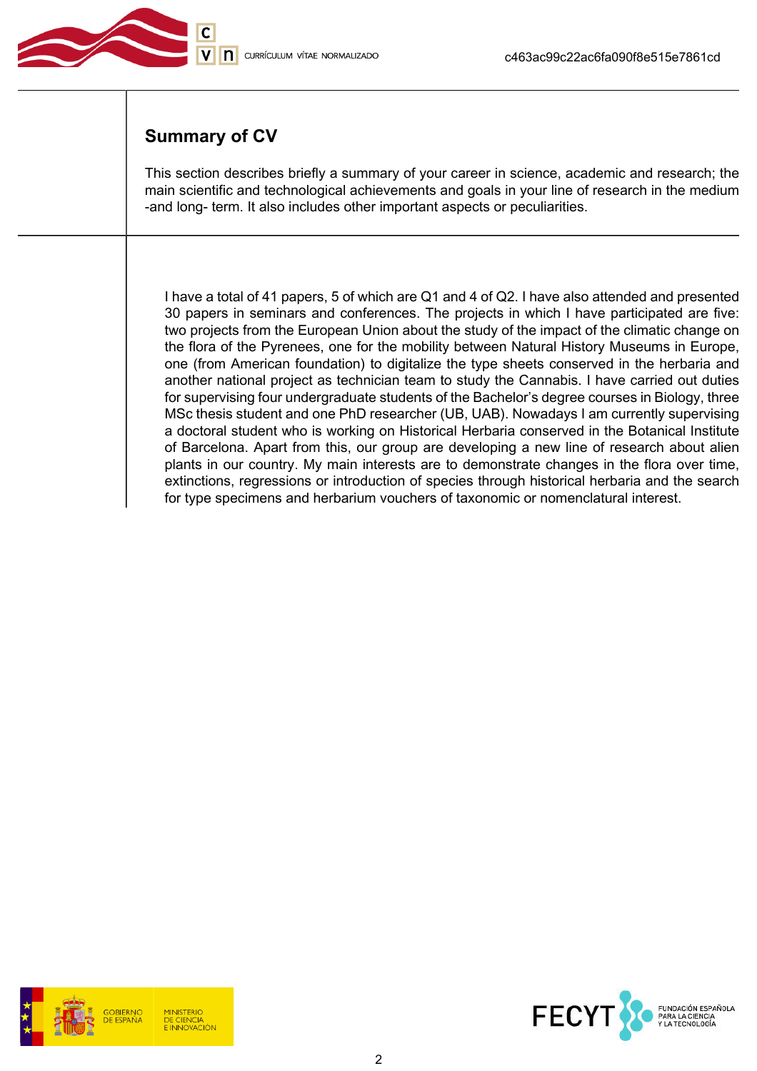## Summary of CV

This section describes briefly a summary of your career in science, academic and research; the main scientific and technological achievements and goals in your line of research in the medium -and long- term. It also includes other important aspects or peculiarities.

I have a total of 41 papers, 5 of which are Q1 and 4 of Q2. I have also attended and presented 30 papers in seminars and conferences. The projects in which I have participated are five: two projects from the European Union about the study of the impact of the climatic change on the flora of the Pyrenees, one for the mobility between Natural History Museums in Europe, one (from American foundation) to digitalize the type sheets conserved in the herbaria and another national project as technician team to study the Cannabis. I have carried out duties for supervising four undergraduate students of the Bachelor's degree courses in Biology, three MSc thesis student and one PhD researcher (UB, UAB). Nowadays I am currently supervising a doctoral student who is working on Historical Herbaria conserved in the Botanical Institute of Barcelona. Apart from this, our group are developing a new line of research about alien plants in our country. My main interests are to demonstrate changes in the flora over time, extinctions, regressions or introduction of species through historical herbaria and the search for type specimens and herbarium vouchers of taxonomic or nomenclatural interest.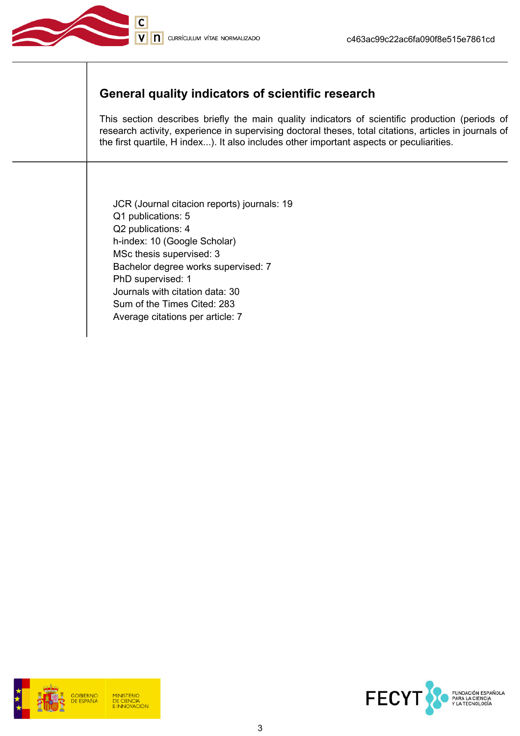## General quality indicators of scientific research

This section describes briefly the main quality indicators of scientific production (periods of research activity, experience in supervising doctoral theses, total citations, articles in journals of the first quartile, H index...). It also includes other important aspects or peculiarities.

JCR (Journal citacion reports) journals: 19
Q1 publications: 5
Q2 publications: 4
h-index: 10 (Google Scholar)
MSc thesis supervised: 3
Bachelor degree works supervised: 7
PhD supervised: 1
Journals with citation data: 30
Sum of the Times Cited: 283
Average citations per article: 7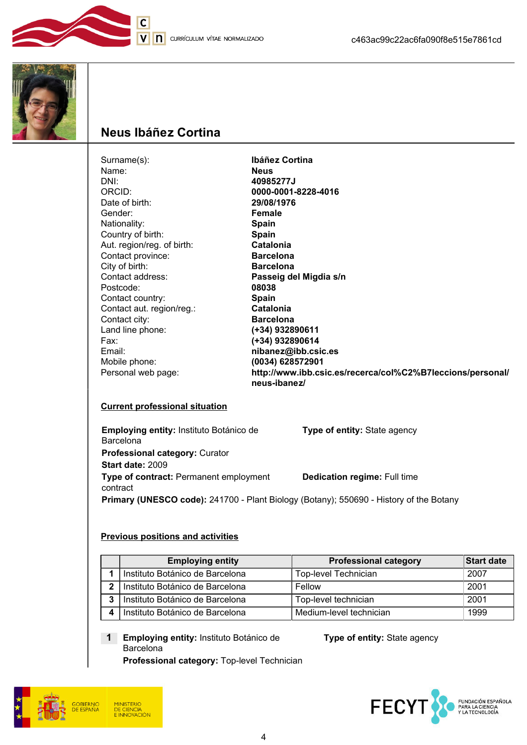# Neus Ibáñez Cortina

| | |
|---|---|
| Surname(s): | **Ibáñez Cortina** |
| Name: | **Neus** |
| DNI: | **40985277J** |
| ORCID: | **0000-0001-8228-4016** |
| Date of birth: | **29/08/1976** |
| Gender: | **Female** |
| Nationality: | **Spain** |
| Country of birth: | **Spain** |
| Aut. region/reg. of birth: | **Catalonia** |
| Contact province: | **Barcelona** |
| City of birth: | **Barcelona** |
| Contact address: | **Passeig del Migdia s/n** |
| Postcode: | **08038** |
| Contact country: | **Spain** |
| Contact aut. region/reg.: | **Catalonia** |
| Contact city: | **Barcelona** |
| Land line phone: | **(+34) 932890611** |
| Fax: | **(+34) 932890614** |
| Email: | **nibanez@ibb.csic.es** |
| Mobile phone: | **(0034) 628572901** |
| Personal web page: | **http://www.ibb.csic.es/recerca/col%C2%B7leccions/personal/neus-ibanez/** |

## Current professional situation

**Employing entity:** Instituto Botánico de Barcelona
**Type of entity:** State agency
**Professional category:** Curator
**Start date:** 2009
**Type of contract:** Permanent employment contract
**Dedication regime:** Full time
**Primary (UNESCO code):** 241700 - Plant Biology (Botany); 550690 - History of the Botany

## Previous positions and activities

| | Employing entity | Professional category | Start date |
|---|---|---|---|
| 1 | Instituto Botánico de Barcelona | Top-level Technician | 2007 |
| 2 | Instituto Botánico de Barcelona | Fellow | 2001 |
| 3 | Instituto Botánico de Barcelona | Top-level technician | 2001 |
| 4 | Instituto Botánico de Barcelona | Medium-level technician | 1999 |

**1** **Employing entity:** Instituto Botánico de Barcelona
**Type of entity:** State agency
**Professional category:** Top-level Technician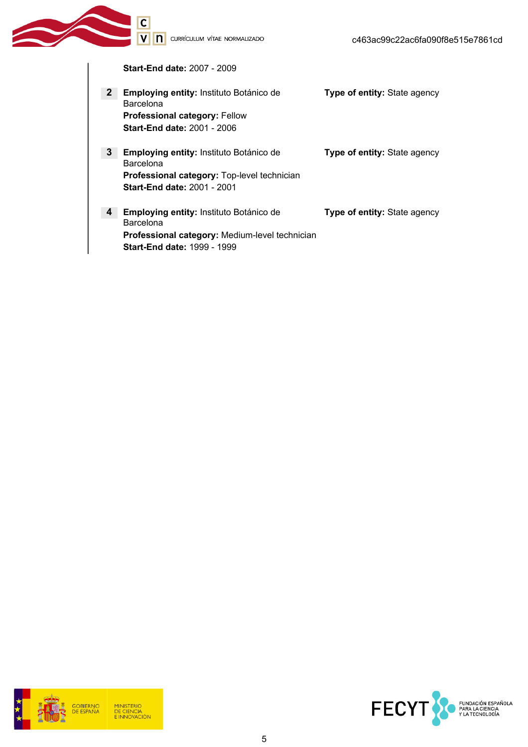**Start-End date:** 2007 - 2009

**2** **Employing entity:** Instituto Botánico de Barcelona **Type of entity:** State agency
**Professional category:** Fellow
**Start-End date:** 2001 - 2006

**3** **Employing entity:** Instituto Botánico de Barcelona **Type of entity:** State agency
**Professional category:** Top-level technician
**Start-End date:** 2001 - 2001

**4** **Employing entity:** Instituto Botánico de Barcelona **Type of entity:** State agency
**Professional category:** Medium-level technician
**Start-End date:** 1999 - 1999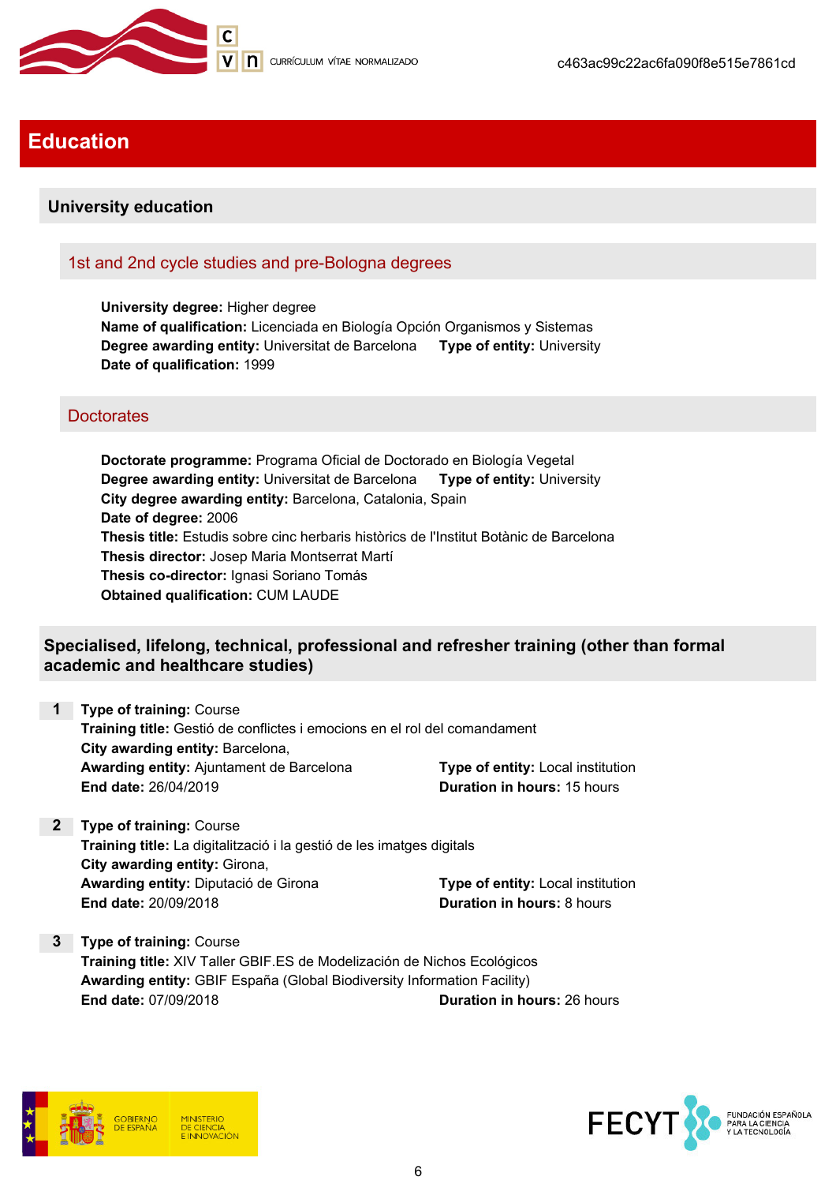# Education

## University education

### 1st and 2nd cycle studies and pre-Bologna degrees

**University degree:** Higher degree
**Name of qualification:** Licenciada en Biología Opción Organismos y Sistemas
**Degree awarding entity:** Universitat de Barcelona **Type of entity:** University
**Date of qualification:** 1999

### Doctorates

**Doctorate programme:** Programa Oficial de Doctorado en Biología Vegetal
**Degree awarding entity:** Universitat de Barcelona **Type of entity:** University
**City degree awarding entity:** Barcelona, Catalonia, Spain
**Date of degree:** 2006
**Thesis title:** Estudis sobre cinc herbaris històrics de l'Institut Botànic de Barcelona
**Thesis director:** Josep Maria Montserrat Martí
**Thesis co-director:** Ignasi Soriano Tomás
**Obtained qualification:** CUM LAUDE

## Specialised, lifelong, technical, professional and refresher training (other than formal academic and healthcare studies)

1. **Type of training:** Course
   **Training title:** Gestió de conflictes i emocions en el rol del comandament
   **City awarding entity:** Barcelona,
   **Awarding entity:** Ajuntament de Barcelona **Type of entity:** Local institution
   **End date:** 26/04/2019 **Duration in hours:** 15 hours

2. **Type of training:** Course
   **Training title:** La digitalització i la gestió de les imatges digitals
   **City awarding entity:** Girona,
   **Awarding entity:** Diputació de Girona **Type of entity:** Local institution
   **End date:** 20/09/2018 **Duration in hours:** 8 hours

3. **Type of training:** Course
   **Training title:** XIV Taller GBIF.ES de Modelización de Nichos Ecológicos
   **Awarding entity:** GBIF España (Global Biodiversity Information Facility)
   **End date:** 07/09/2018 **Duration in hours:** 26 hours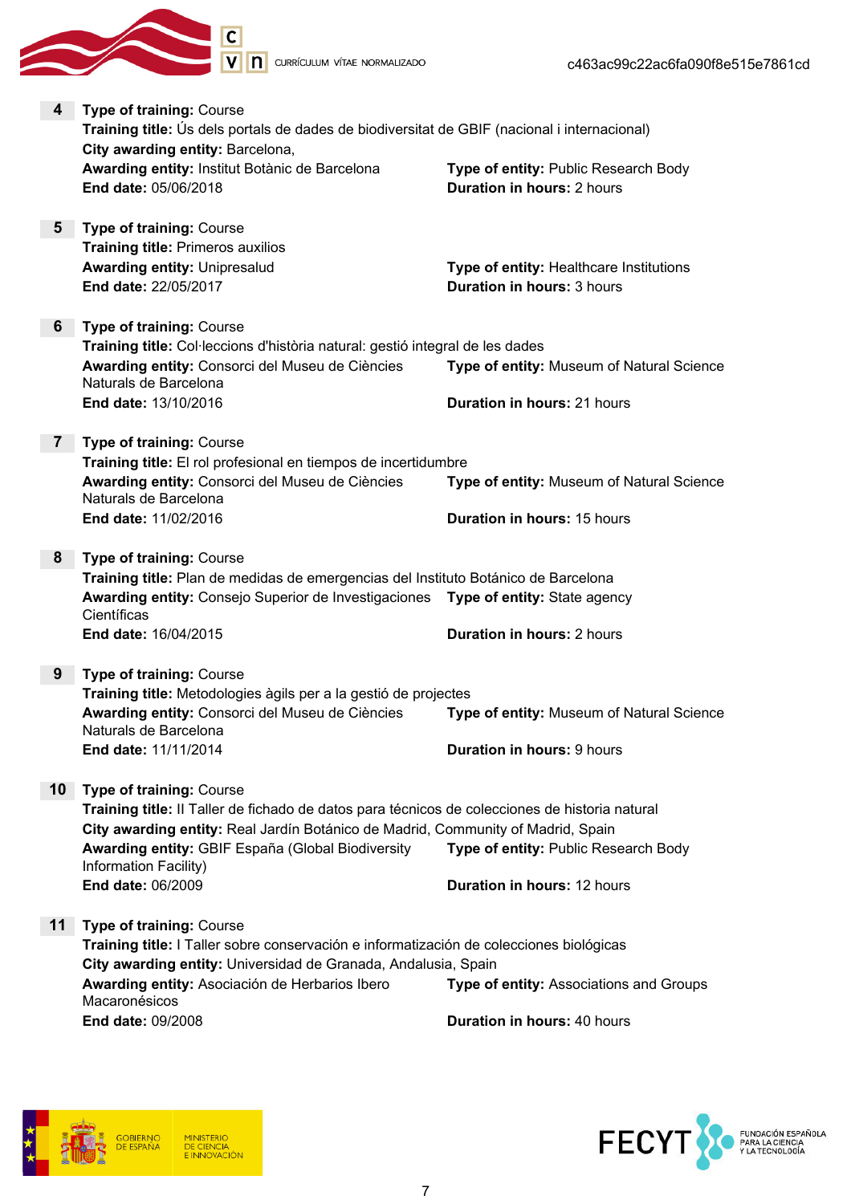**4** **Type of training:** Course
**Training title:** Ús dels portals de dades de biodiversitat de GBIF (nacional i internacional)
**City awarding entity:** Barcelona,
**Awarding entity:** Institut Botànic de Barcelona
**Type of entity:** Public Research Body
**End date:** 05/06/2018
**Duration in hours:** 2 hours

**5** **Type of training:** Course
**Training title:** Primeros auxilios
**Awarding entity:** Unipresalud
**Type of entity:** Healthcare Institutions
**End date:** 22/05/2017
**Duration in hours:** 3 hours

**6** **Type of training:** Course
**Training title:** Col·leccions d'història natural: gestió integral de les dades
**Awarding entity:** Consorci del Museu de Ciències Naturals de Barcelona
**Type of entity:** Museum of Natural Science
**End date:** 13/10/2016
**Duration in hours:** 21 hours

**7** **Type of training:** Course
**Training title:** El rol profesional en tiempos de incertidumbre
**Awarding entity:** Consorci del Museu de Ciències Naturals de Barcelona
**Type of entity:** Museum of Natural Science
**End date:** 11/02/2016
**Duration in hours:** 15 hours

**8** **Type of training:** Course
**Training title:** Plan de medidas de emergencias del Instituto Botánico de Barcelona
**Awarding entity:** Consejo Superior de Investigaciones Científicas
**Type of entity:** State agency
**End date:** 16/04/2015
**Duration in hours:** 2 hours

**9** **Type of training:** Course
**Training title:** Metodologies àgils per a la gestió de projectes
**Awarding entity:** Consorci del Museu de Ciències Naturals de Barcelona
**Type of entity:** Museum of Natural Science
**End date:** 11/11/2014
**Duration in hours:** 9 hours

**10** **Type of training:** Course
**Training title:** II Taller de fichado de datos para técnicos de colecciones de historia natural
**City awarding entity:** Real Jardín Botánico de Madrid, Community of Madrid, Spain
**Awarding entity:** GBIF España (Global Biodiversity Information Facility)
**Type of entity:** Public Research Body
**End date:** 06/2009
**Duration in hours:** 12 hours

**11** **Type of training:** Course
**Training title:** I Taller sobre conservación e informatización de colecciones biológicas
**City awarding entity:** Universidad de Granada, Andalusia, Spain
**Awarding entity:** Asociación de Herbarios Ibero Macaronésicos
**Type of entity:** Associations and Groups
**End date:** 09/2008
**Duration in hours:** 40 hours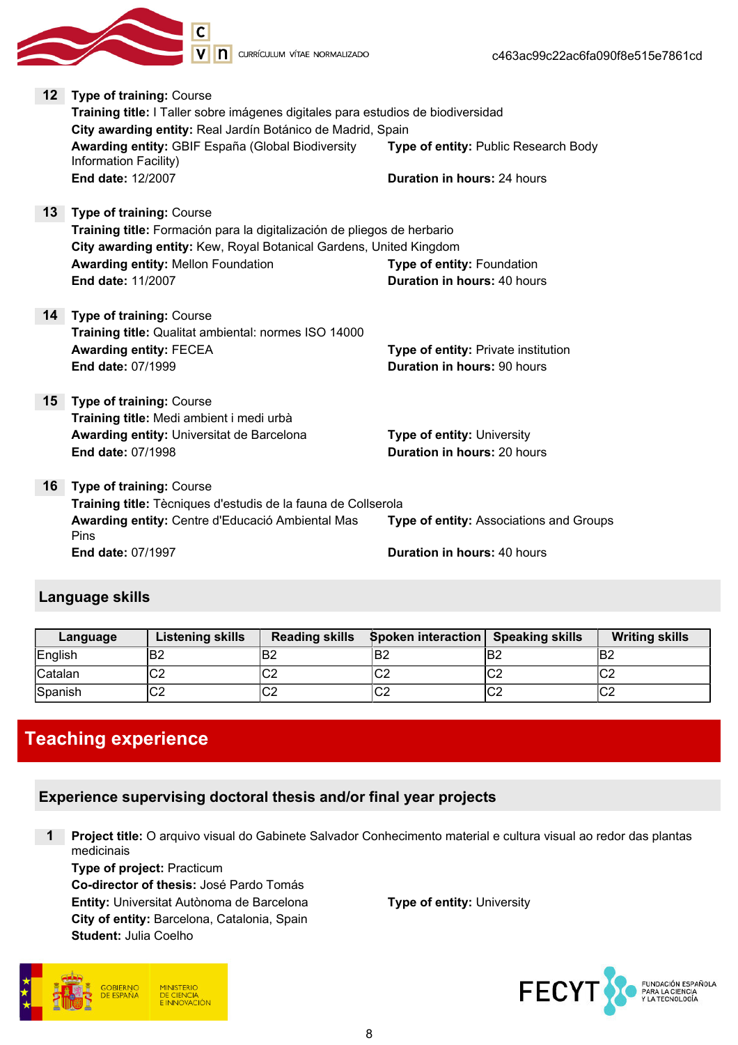**12** **Type of training:** Course
**Training title:** I Taller sobre imágenes digitales para estudios de biodiversidad
**City awarding entity:** Real Jardín Botánico de Madrid, Spain
**Awarding entity:** GBIF España (Global Biodiversity Information Facility)
**Type of entity:** Public Research Body
**End date:** 12/2007
**Duration in hours:** 24 hours

**13** **Type of training:** Course
**Training title:** Formación para la digitalización de pliegos de herbario
**City awarding entity:** Kew, Royal Botanical Gardens, United Kingdom
**Awarding entity:** Mellon Foundation
**Type of entity:** Foundation
**End date:** 11/2007
**Duration in hours:** 40 hours

**14** **Type of training:** Course
**Training title:** Qualitat ambiental: normes ISO 14000
**Awarding entity:** FECEA
**Type of entity:** Private institution
**End date:** 07/1999
**Duration in hours:** 90 hours

**15** **Type of training:** Course
**Training title:** Medi ambient i medi urbà
**Awarding entity:** Universitat de Barcelona
**Type of entity:** University
**End date:** 07/1998
**Duration in hours:** 20 hours

**16** **Type of training:** Course
**Training title:** Tècniques d'estudis de la fauna de Collserola
**Awarding entity:** Centre d'Educació Ambiental Mas Pins
**Type of entity:** Associations and Groups
**End date:** 07/1997
**Duration in hours:** 40 hours

## Language skills

| Language | Listening skills | Reading skills | Spoken interaction | Speaking skills | Writing skills |
|---|---|---|---|---|---|
| English | B2 | B2 | B2 | B2 | B2 |
| Catalan | C2 | C2 | C2 | C2 | C2 |
| Spanish | C2 | C2 | C2 | C2 | C2 |

# Teaching experience

## Experience supervising doctoral thesis and/or final year projects

**1** **Project title:** O arquivo visual do Gabinete Salvador Conhecimento material e cultura visual ao redor das plantas medicinais
**Type of project:** Practicum
**Co-director of thesis:** José Pardo Tomás
**Entity:** Universitat Autònoma de Barcelona
**Type of entity:** University
**City of entity:** Barcelona, Catalonia, Spain
**Student:** Julia Coelho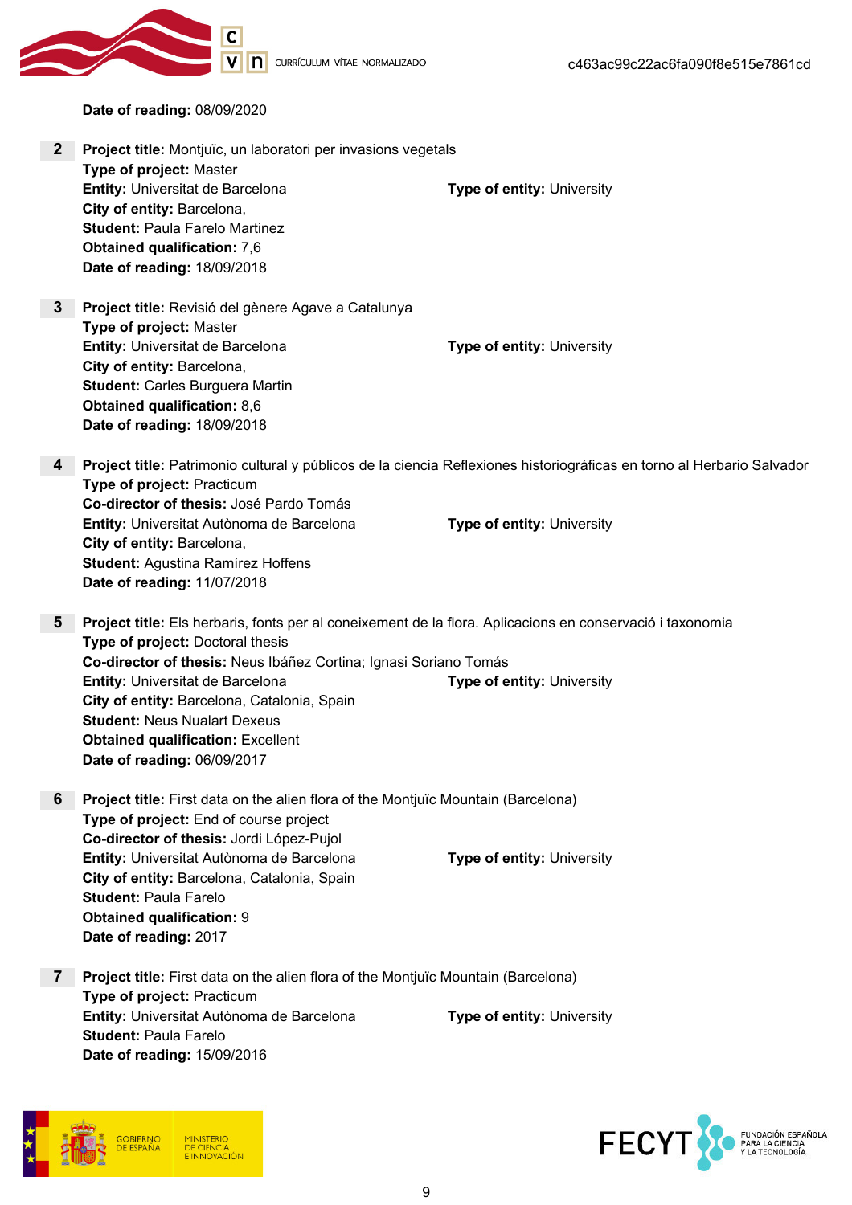**Date of reading:** 08/09/2020

**2** **Project title:** Montjuïc, un laboratori per invasions vegetals
**Type of project:** Master
**Entity:** Universitat de Barcelona
**Type of entity:** University
**City of entity:** Barcelona,
**Student:** Paula Farelo Martinez
**Obtained qualification:** 7,6
**Date of reading:** 18/09/2018

**3** **Project title:** Revisió del gènere Agave a Catalunya
**Type of project:** Master
**Entity:** Universitat de Barcelona
**Type of entity:** University
**City of entity:** Barcelona,
**Student:** Carles Burguera Martin
**Obtained qualification:** 8,6
**Date of reading:** 18/09/2018

**4** **Project title:** Patrimonio cultural y públicos de la ciencia Reflexiones historiográficas en torno al Herbario Salvador
**Type of project:** Practicum
**Co-director of thesis:** José Pardo Tomás
**Entity:** Universitat Autònoma de Barcelona
**Type of entity:** University
**City of entity:** Barcelona,
**Student:** Agustina Ramírez Hoffens
**Date of reading:** 11/07/2018

**5** **Project title:** Els herbaris, fonts per al coneixement de la flora. Aplicacions en conservació i taxonomia
**Type of project:** Doctoral thesis
**Co-director of thesis:** Neus Ibáñez Cortina; Ignasi Soriano Tomás
**Entity:** Universitat de Barcelona
**Type of entity:** University
**City of entity:** Barcelona, Catalonia, Spain
**Student:** Neus Nualart Dexeus
**Obtained qualification:** Excellent
**Date of reading:** 06/09/2017

**6** **Project title:** First data on the alien flora of the Montjuïc Mountain (Barcelona)
**Type of project:** End of course project
**Co-director of thesis:** Jordi López-Pujol
**Entity:** Universitat Autònoma de Barcelona
**Type of entity:** University
**City of entity:** Barcelona, Catalonia, Spain
**Student:** Paula Farelo
**Obtained qualification:** 9
**Date of reading:** 2017

**7** **Project title:** First data on the alien flora of the Montjuïc Mountain (Barcelona)
**Type of project:** Practicum
**Entity:** Universitat Autònoma de Barcelona
**Type of entity:** University
**Student:** Paula Farelo
**Date of reading:** 15/09/2016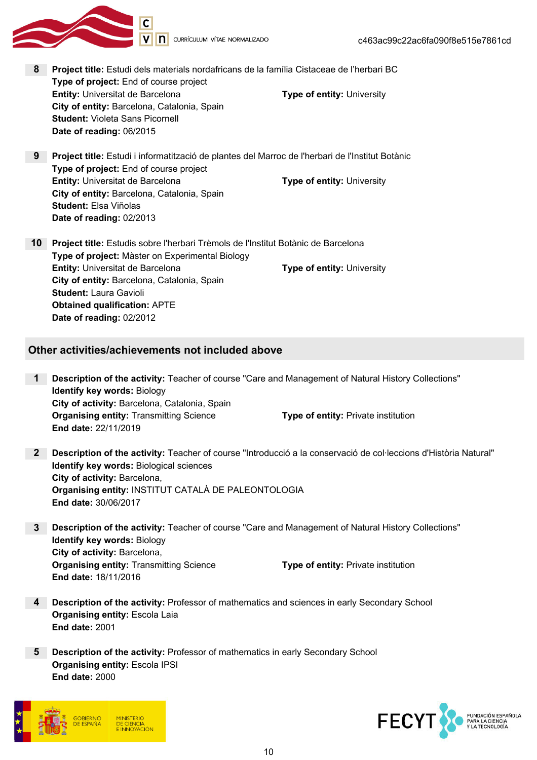**8** **Project title:** Estudi dels materials nordafricans de la família Cistaceae de l'herbari BC
**Type of project:** End of course project
**Entity:** Universitat de Barcelona
**Type of entity:** University
**City of entity:** Barcelona, Catalonia, Spain
**Student:** Violeta Sans Picornell
**Date of reading:** 06/2015

**9** **Project title:** Estudi i informatització de plantes del Marroc de l'herbari de l'Institut Botànic
**Type of project:** End of course project
**Entity:** Universitat de Barcelona
**Type of entity:** University
**City of entity:** Barcelona, Catalonia, Spain
**Student:** Elsa Viñolas
**Date of reading:** 02/2013

**10** **Project title:** Estudis sobre l'herbari Trèmols de l'Institut Botànic de Barcelona
**Type of project:** Màster on Experimental Biology
**Entity:** Universitat de Barcelona
**Type of entity:** University
**City of entity:** Barcelona, Catalonia, Spain
**Student:** Laura Gavioli
**Obtained qualification:** APTE
**Date of reading:** 02/2012

## Other activities/achievements not included above

**1** **Description of the activity:** Teacher of course "Care and Management of Natural History Collections"
**Identify key words:** Biology
**City of activity:** Barcelona, Catalonia, Spain
**Organising entity:** Transmitting Science
**Type of entity:** Private institution
**End date:** 22/11/2019

**2** **Description of the activity:** Teacher of course "Introducció a la conservació de col·leccions d'Història Natural"
**Identify key words:** Biological sciences
**City of activity:** Barcelona,
**Organising entity:** INSTITUT CATALÀ DE PALEONTOLOGIA
**End date:** 30/06/2017

**3** **Description of the activity:** Teacher of course "Care and Management of Natural History Collections"
**Identify key words:** Biology
**City of activity:** Barcelona,
**Organising entity:** Transmitting Science
**Type of entity:** Private institution
**End date:** 18/11/2016

**4** **Description of the activity:** Professor of mathematics and sciences in early Secondary School
**Organising entity:** Escola Laia
**End date:** 2001

**5** **Description of the activity:** Professor of mathematics in early Secondary School
**Organising entity:** Escola IPSI
**End date:** 2000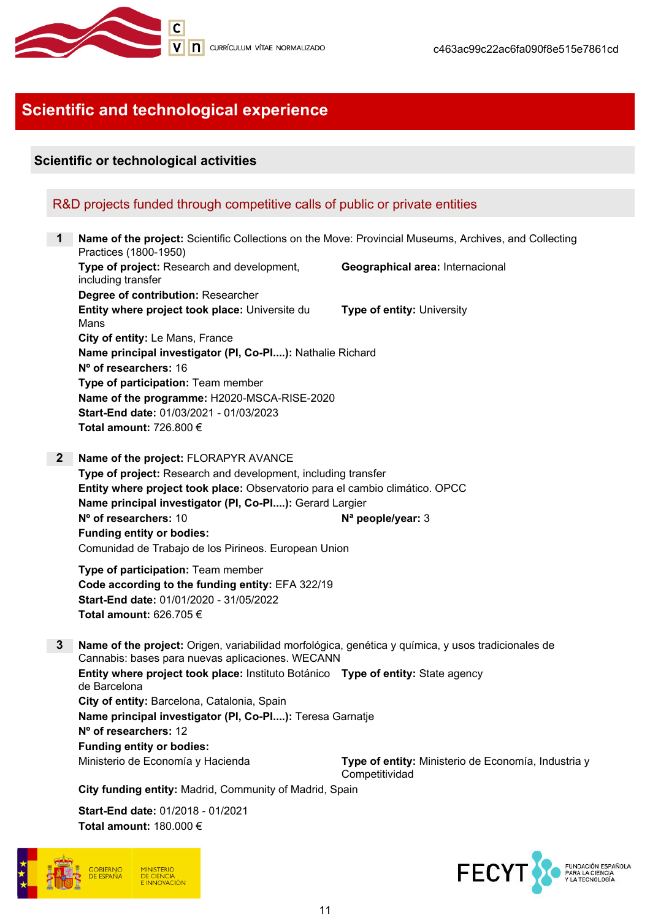# Scientific and technological experience

## Scientific or technological activities

### R&D projects funded through competitive calls of public or private entities

**1** **Name of the project:** Scientific Collections on the Move: Provincial Museums, Archives, and Collecting Practices (1800-1950)
**Type of project:** Research and development, including transfer
**Geographical area:** Internacional
**Degree of contribution:** Researcher
**Entity where project took place:** Universite du Mans
**Type of entity:** University
**City of entity:** Le Mans, France
**Name principal investigator (PI, Co-PI....):** Nathalie Richard
**Nº of researchers:** 16
**Type of participation:** Team member
**Name of the programme:** H2020-MSCA-RISE-2020
**Start-End date:** 01/03/2021 - 01/03/2023
**Total amount:** 726.800 €

**2** **Name of the project:** FLORAPYR AVANCE
**Type of project:** Research and development, including transfer
**Entity where project took place:** Observatorio para el cambio climático. OPCC
**Name principal investigator (PI, Co-PI....):** Gerard Largier
**Nº of researchers:** 10
**Nª people/year:** 3
**Funding entity or bodies:**
Comunidad de Trabajo de los Pirineos. European Union
**Type of participation:** Team member
**Code according to the funding entity:** EFA 322/19
**Start-End date:** 01/01/2020 - 31/05/2022
**Total amount:** 626.705 €

**3** **Name of the project:** Origen, variabilidad morfológica, genética y química, y usos tradicionales de Cannabis: bases para nuevas aplicaciones. WECANN
**Entity where project took place:** Instituto Botánico de Barcelona
**Type of entity:** State agency
**City of entity:** Barcelona, Catalonia, Spain
**Name principal investigator (PI, Co-PI....):** Teresa Garnatje
**Nº of researchers:** 12
**Funding entity or bodies:**
Ministerio de Economía y Hacienda
**Type of entity:** Ministerio de Economía, Industria y Competitividad
**City funding entity:** Madrid, Community of Madrid, Spain
**Start-End date:** 01/2018 - 01/2021
**Total amount:** 180.000 €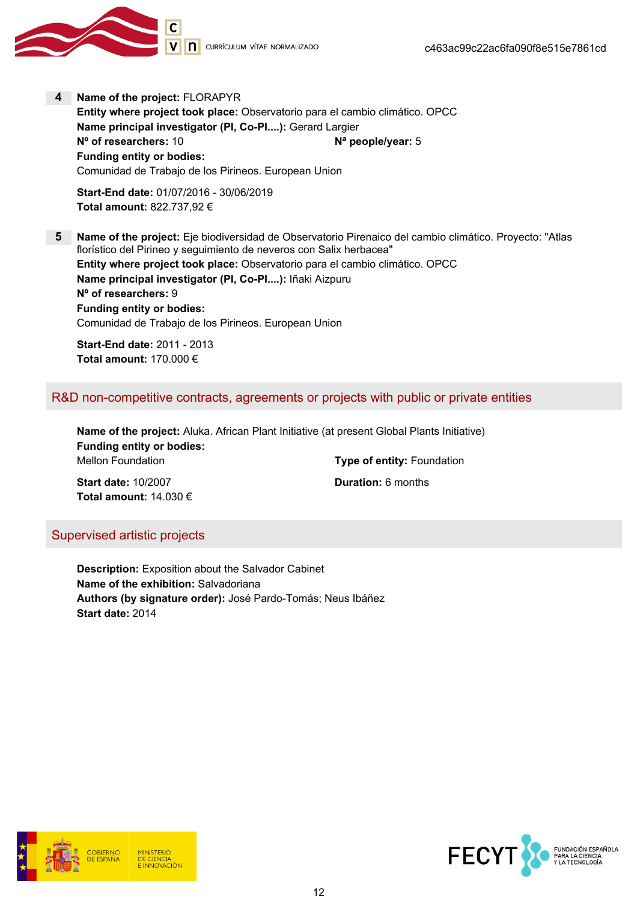**4** **Name of the project:** FLORAPYR
**Entity where project took place:** Observatorio para el cambio climático. OPCC
**Name principal investigator (PI, Co-PI....):** Gerard Largier
**Nº of researchers:** 10 **Nª people/year:** 5
**Funding entity or bodies:**
Comunidad de Trabajo de los Pirineos. European Union

**Start-End date:** 01/07/2016 - 30/06/2019
**Total amount:** 822.737,92 €

**5** **Name of the project:** Eje biodiversidad de Observatorio Pirenaico del cambio climático. Proyecto: "Atlas florístico del Pirineo y seguimiento de neveros con Salix herbacea"
**Entity where project took place:** Observatorio para el cambio climático. OPCC
**Name principal investigator (PI, Co-PI....):** Iñaki Aizpuru
**Nº of researchers:** 9
**Funding entity or bodies:**
Comunidad de Trabajo de los Pirineos. European Union

**Start-End date:** 2011 - 2013
**Total amount:** 170.000 €

## R&D non-competitive contracts, agreements or projects with public or private entities

**Name of the project:** Aluka. African Plant Initiative (at present Global Plants Initiative)
**Funding entity or bodies:**
Mellon Foundation **Type of entity:** Foundation

**Start date:** 10/2007 **Duration:** 6 months
**Total amount:** 14.030 €

## Supervised artistic projects

**Description:** Exposition about the Salvador Cabinet
**Name of the exhibition:** Salvadoriana
**Authors (by signature order):** José Pardo-Tomás; Neus Ibáñez
**Start date:** 2014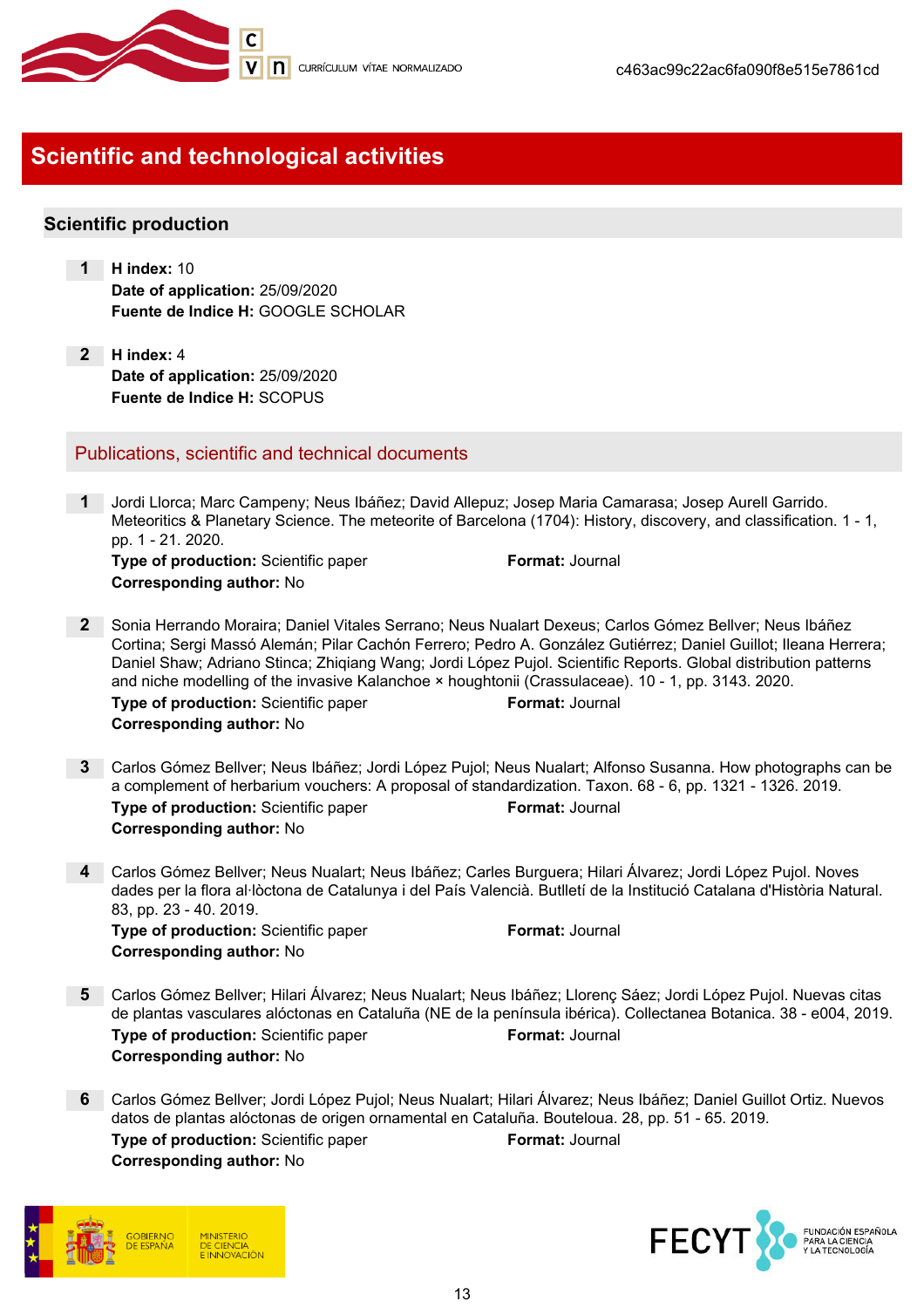# Scientific and technological activities

## Scientific production

1. **H index:** 10
   **Date of application:** 25/09/2020
   **Fuente de Indice H:** GOOGLE SCHOLAR

2. **H index:** 4
   **Date of application:** 25/09/2020
   **Fuente de Indice H:** SCOPUS

### Publications, scientific and technical documents

1. Jordi Llorca; Marc Campeny; Neus Ibáñez; David Allepuz; Josep Maria Camarasa; Josep Aurell Garrido. Meteoritics & Planetary Science. The meteorite of Barcelona (1704): History, discovery, and classification. 1 - 1, pp. 1 - 21. 2020.
   **Type of production:** Scientific paper **Format:** Journal
   **Corresponding author:** No

2. Sonia Herrando Moraira; Daniel Vitales Serrano; Neus Nualart Dexeus; Carlos Gómez Bellver; Neus Ibáñez Cortina; Sergi Massó Alemán; Pilar Cachón Ferrero; Pedro A. González Gutiérrez; Daniel Guillot; Ileana Herrera; Daniel Shaw; Adriano Stinca; Zhiqiang Wang; Jordi López Pujol. Scientific Reports. Global distribution patterns and niche modelling of the invasive Kalanchoe × houghtonii (Crassulaceae). 10 - 1, pp. 3143. 2020.
   **Type of production:** Scientific paper **Format:** Journal
   **Corresponding author:** No

3. Carlos Gómez Bellver; Neus Ibáñez; Jordi López Pujol; Neus Nualart; Alfonso Susanna. How photographs can be a complement of herbarium vouchers: A proposal of standardization. Taxon. 68 - 6, pp. 1321 - 1326. 2019.
   **Type of production:** Scientific paper **Format:** Journal
   **Corresponding author:** No

4. Carlos Gómez Bellver; Neus Nualart; Neus Ibáñez; Carles Burguera; Hilari Álvarez; Jordi López Pujol. Noves dades per la flora al·lòctona de Catalunya i del País Valencià. Butlletí de la Institució Catalana d'Història Natural. 83, pp. 23 - 40. 2019.
   **Type of production:** Scientific paper **Format:** Journal
   **Corresponding author:** No

5. Carlos Gómez Bellver; Hilari Álvarez; Neus Nualart; Neus Ibáñez; Llorenç Sáez; Jordi López Pujol. Nuevas citas de plantas vasculares alóctonas en Cataluña (NE de la península ibérica). Collectanea Botanica. 38 - e004, 2019.
   **Type of production:** Scientific paper **Format:** Journal
   **Corresponding author:** No

6. Carlos Gómez Bellver; Jordi López Pujol; Neus Nualart; Hilari Álvarez; Neus Ibáñez; Daniel Guillot Ortiz. Nuevos datos de plantas alóctonas de origen ornamental en Cataluña. Bouteloua. 28, pp. 51 - 65. 2019.
   **Type of production:** Scientific paper **Format:** Journal
   **Corresponding author:** No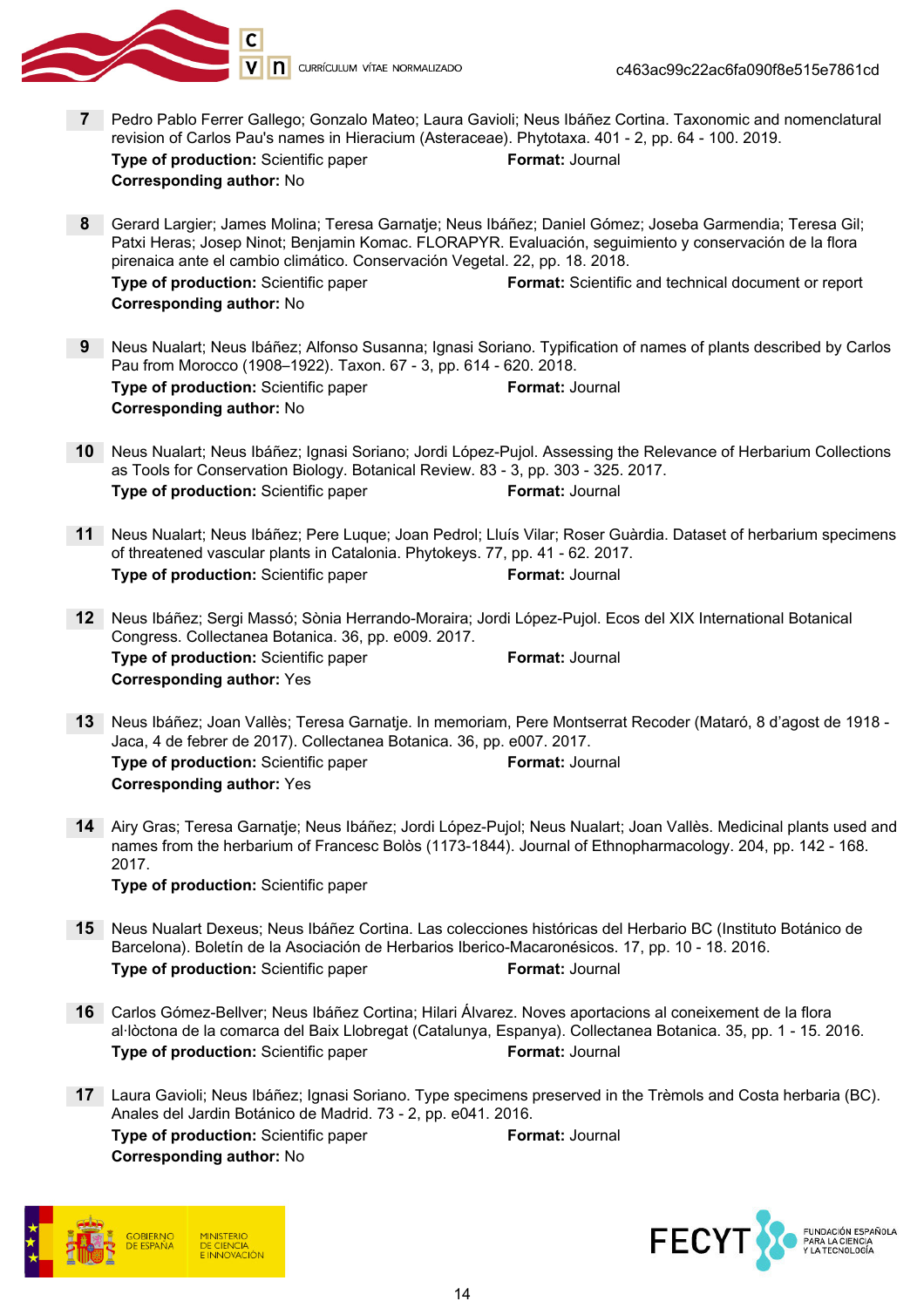**7** Pedro Pablo Ferrer Gallego; Gonzalo Mateo; Laura Gavioli; Neus Ibáñez Cortina. Taxonomic and nomenclatural revision of Carlos Pau's names in Hieracium (Asteraceae). Phytotaxa. 401 - 2, pp. 64 - 100. 2019.
**Type of production:** Scientific paper **Format:** Journal
**Corresponding author:** No

**8** Gerard Largier; James Molina; Teresa Garnatje; Neus Ibáñez; Daniel Gómez; Joseba Garmendia; Teresa Gil; Patxi Heras; Josep Ninot; Benjamin Komac. FLORAPYR. Evaluación, seguimiento y conservación de la flora pirenaica ante el cambio climático. Conservación Vegetal. 22, pp. 18. 2018.
**Type of production:** Scientific paper **Format:** Scientific and technical document or report
**Corresponding author:** No

**9** Neus Nualart; Neus Ibáñez; Alfonso Susanna; Ignasi Soriano. Typification of names of plants described by Carlos Pau from Morocco (1908–1922). Taxon. 67 - 3, pp. 614 - 620. 2018.
**Type of production:** Scientific paper **Format:** Journal
**Corresponding author:** No

**10** Neus Nualart; Neus Ibáñez; Ignasi Soriano; Jordi López-Pujol. Assessing the Relevance of Herbarium Collections as Tools for Conservation Biology. Botanical Review. 83 - 3, pp. 303 - 325. 2017.
**Type of production:** Scientific paper **Format:** Journal

**11** Neus Nualart; Neus Ibáñez; Pere Luque; Joan Pedrol; Lluís Vilar; Roser Guàrdia. Dataset of herbarium specimens of threatened vascular plants in Catalonia. Phytokeys. 77, pp. 41 - 62. 2017.
**Type of production:** Scientific paper **Format:** Journal

**12** Neus Ibáñez; Sergi Massó; Sònia Herrando-Moraira; Jordi López-Pujol. Ecos del XIX International Botanical Congress. Collectanea Botanica. 36, pp. e009. 2017.
**Type of production:** Scientific paper **Format:** Journal
**Corresponding author:** Yes

**13** Neus Ibáñez; Joan Vallès; Teresa Garnatje. In memoriam, Pere Montserrat Recoder (Mataró, 8 d'agost de 1918 - Jaca, 4 de febrer de 2017). Collectanea Botanica. 36, pp. e007. 2017.
**Type of production:** Scientific paper **Format:** Journal
**Corresponding author:** Yes

**14** Airy Gras; Teresa Garnatje; Neus Ibáñez; Jordi López-Pujol; Neus Nualart; Joan Vallès. Medicinal plants used and names from the herbarium of Francesc Bolòs (1173-1844). Journal of Ethnopharmacology. 204, pp. 142 - 168. 2017.
**Type of production:** Scientific paper

**15** Neus Nualart Dexeus; Neus Ibáñez Cortina. Las colecciones históricas del Herbario BC (Instituto Botánico de Barcelona). Boletín de la Asociación de Herbarios Iberico-Macaronésicos. 17, pp. 10 - 18. 2016.
**Type of production:** Scientific paper **Format:** Journal

**16** Carlos Gómez-Bellver; Neus Ibáñez Cortina; Hilari Álvarez. Noves aportacions al coneixement de la flora al·lòctona de la comarca del Baix Llobregat (Catalunya, Espanya). Collectanea Botanica. 35, pp. 1 - 15. 2016.
**Type of production:** Scientific paper **Format:** Journal

**17** Laura Gavioli; Neus Ibáñez; Ignasi Soriano. Type specimens preserved in the Trèmols and Costa herbaria (BC). Anales del Jardin Botánico de Madrid. 73 - 2, pp. e041. 2016.
**Type of production:** Scientific paper **Format:** Journal
**Corresponding author:** No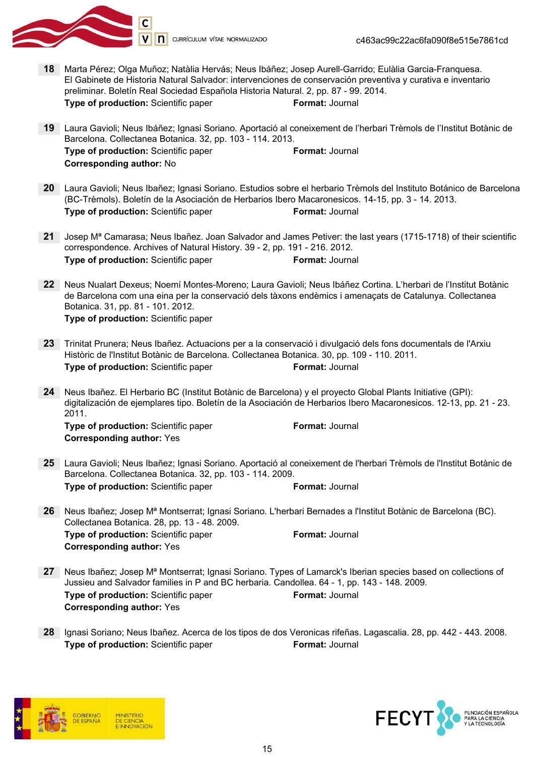**18** Marta Pérez; Olga Muñoz; Natàlia Hervás; Neus Ibáñez; Josep Aurell-Garrido; Eulàlia Garcia-Franquesa. El Gabinete de Historia Natural Salvador: intervenciones de conservación preventiva y curativa e inventario preliminar. Boletín Real Sociedad Española Historia Natural. 2, pp. 87 - 99. 2014.
**Type of production:** Scientific paper **Format:** Journal

**19** Laura Gavioli; Neus Ibáñez; Ignasi Soriano. Aportació al coneixement de l'herbari Trèmols de l'Institut Botànic de Barcelona. Collectanea Botanica. 32, pp. 103 - 114. 2013.
**Type of production:** Scientific paper **Format:** Journal
**Corresponding author:** No

**20** Laura Gavioli; Neus Ibañez; Ignasi Soriano. Estudios sobre el herbario Trèmols del Instituto Botánico de Barcelona (BC-Trèmols). Boletín de la Asociación de Herbarios Ibero Macaronesicos. 14-15, pp. 3 - 14. 2013.
**Type of production:** Scientific paper **Format:** Journal

**21** Josep Mª Camarasa; Neus Ibañez. Joan Salvador and James Petiver: the last years (1715-1718) of their scientific correspondence. Archives of Natural History. 39 - 2, pp. 191 - 216. 2012.
**Type of production:** Scientific paper **Format:** Journal

**22** Neus Nualart Dexeus; Noemí Montes-Moreno; Laura Gavioli; Neus Ibáñez Cortina. L'herbari de l'Institut Botànic de Barcelona com una eina per la conservació dels tàxons endèmics i amenaçats de Catalunya. Collectanea Botanica. 31, pp. 81 - 101. 2012.
**Type of production:** Scientific paper

**23** Trinitat Prunera; Neus Ibañez. Actuacions per a la conservació i divulgació dels fons documentals de l'Arxiu Històric de l'Institut Botànic de Barcelona. Collectanea Botanica. 30, pp. 109 - 110. 2011.
**Type of production:** Scientific paper **Format:** Journal

**24** Neus Ibañez. El Herbario BC (Institut Botànic de Barcelona) y el proyecto Global Plants Initiative (GPI): digitalización de ejemplares tipo. Boletín de la Asociación de Herbarios Ibero Macaronesicos. 12-13, pp. 21 - 23. 2011.
**Type of production:** Scientific paper **Format:** Journal
**Corresponding author:** Yes

**25** Laura Gavioli; Neus Ibañez; Ignasi Soriano. Aportació al coneixement de l'herbari Trèmols de l'Institut Botànic de Barcelona. Collectanea Botanica. 32, pp. 103 - 114. 2009.
**Type of production:** Scientific paper **Format:** Journal

**26** Neus Ibañez; Josep Mª Montserrat; Ignasi Soriano. L'herbari Bernades a l'Institut Botànic de Barcelona (BC). Collectanea Botanica. 28, pp. 13 - 48. 2009.
**Type of production:** Scientific paper **Format:** Journal
**Corresponding author:** Yes

**27** Neus Ibañez; Josep Mª Montserrat; Ignasi Soriano. Types of Lamarck's Iberian species based on collections of Jussieu and Salvador families in P and BC herbaria. Candollea. 64 - 1, pp. 143 - 148. 2009.
**Type of production:** Scientific paper **Format:** Journal
**Corresponding author:** Yes

**28** Ignasi Soriano; Neus Ibañez. Acerca de los tipos de dos Veronicas rifeñas. Lagascalia. 28, pp. 442 - 443. 2008.
**Type of production:** Scientific paper **Format:** Journal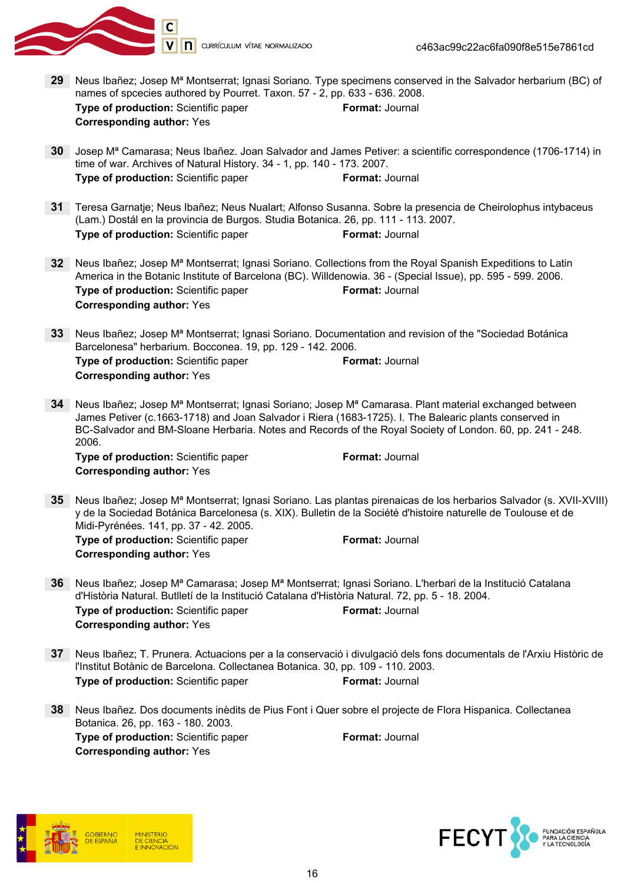**29** Neus Ibañez; Josep Mª Montserrat; Ignasi Soriano. Type specimens conserved in the Salvador herbarium (BC) of names of spcecies authored by Pourret. Taxon. 57 - 2, pp. 633 - 636. 2008.
**Type of production:** Scientific paper **Format:** Journal
**Corresponding author:** Yes

**30** Josep Mª Camarasa; Neus Ibañez. Joan Salvador and James Petiver: a scientific correspondence (1706-1714) in time of war. Archives of Natural History. 34 - 1, pp. 140 - 173. 2007.
**Type of production:** Scientific paper **Format:** Journal

**31** Teresa Garnatje; Neus Ibañez; Neus Nualart; Alfonso Susanna. Sobre la presencia de Cheirolophus intybaceus (Lam.) Dostál en la provincia de Burgos. Studia Botanica. 26, pp. 111 - 113. 2007.
**Type of production:** Scientific paper **Format:** Journal

**32** Neus Ibañez; Josep Mª Montserrat; Ignasi Soriano. Collections from the Royal Spanish Expeditions to Latin America in the Botanic Institute of Barcelona (BC). Willdenowia. 36 - (Special Issue), pp. 595 - 599. 2006.
**Type of production:** Scientific paper **Format:** Journal
**Corresponding author:** Yes

**33** Neus Ibañez; Josep Mª Montserrat; Ignasi Soriano. Documentation and revision of the "Sociedad Botánica Barcelonesa" herbarium. Bocconea. 19, pp. 129 - 142. 2006.
**Type of production:** Scientific paper **Format:** Journal
**Corresponding author:** Yes

**34** Neus Ibañez; Josep Mª Montserrat; Ignasi Soriano; Josep Mª Camarasa. Plant material exchanged between James Petiver (c.1663-1718) and Joan Salvador i Riera (1683-1725). I. The Balearic plants conserved in BC-Salvador and BM-Sloane Herbaria. Notes and Records of the Royal Society of London. 60, pp. 241 - 248. 2006.
**Type of production:** Scientific paper **Format:** Journal
**Corresponding author:** Yes

**35** Neus Ibañez; Josep Mª Montserrat; Ignasi Soriano. Las plantas pirenaicas de los herbarios Salvador (s. XVII-XVIII) y de la Sociedad Botánica Barcelonesa (s. XIX). Bulletin de la Société d'histoire naturelle de Toulouse et de Midi-Pyrénées. 141, pp. 37 - 42. 2005.
**Type of production:** Scientific paper **Format:** Journal
**Corresponding author:** Yes

**36** Neus Ibañez; Josep Mª Camarasa; Josep Mª Montserrat; Ignasi Soriano. L'herbari de la Institució Catalana d'Història Natural. Butlletí de la Institució Catalana d'Història Natural. 72, pp. 5 - 18. 2004.
**Type of production:** Scientific paper **Format:** Journal
**Corresponding author:** Yes

**37** Neus Ibañez; T. Prunera. Actuacions per a la conservació i divulgació dels fons documentals de l'Arxiu Històric de l'Institut Botànic de Barcelona. Collectanea Botanica. 30, pp. 109 - 110. 2003.
**Type of production:** Scientific paper **Format:** Journal

**38** Neus Ibañez. Dos documents inèdits de Pius Font i Quer sobre el projecte de Flora Hispanica. Collectanea Botanica. 26, pp. 163 - 180. 2003.
**Type of production:** Scientific paper **Format:** Journal
**Corresponding author:** Yes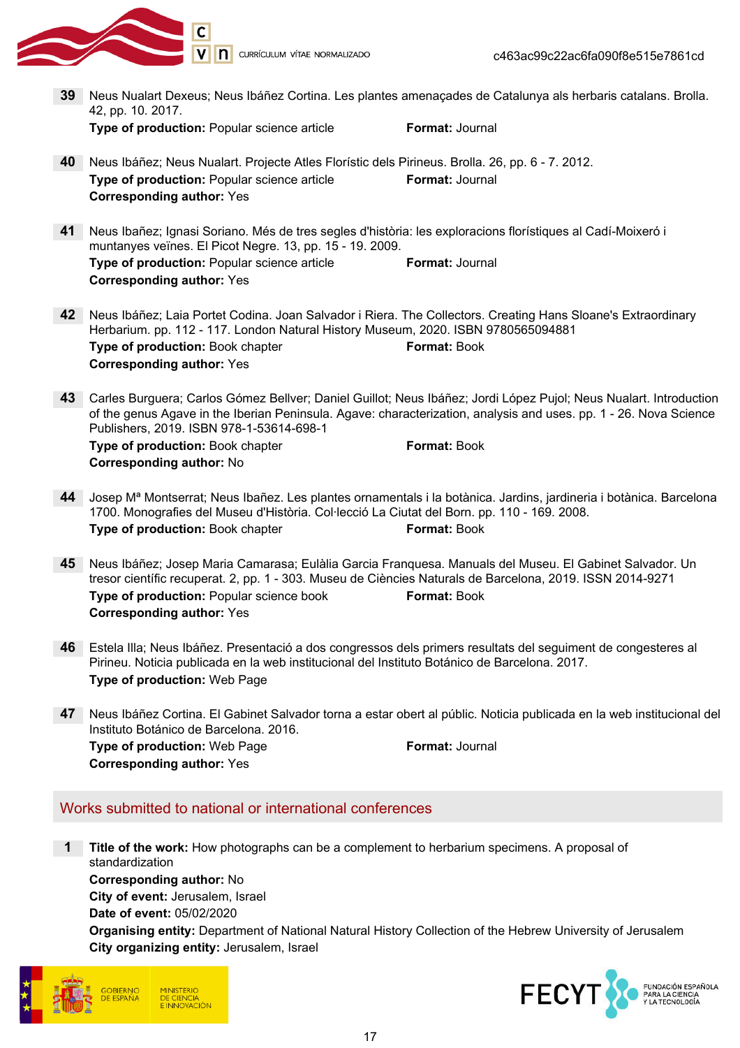**39** Neus Nualart Dexeus; Neus Ibáñez Cortina. Les plantes amenaçades de Catalunya als herbaris catalans. Brolla. 42, pp. 10. 2017.
**Type of production:** Popular science article **Format:** Journal

**40** Neus Ibáñez; Neus Nualart. Projecte Atles Florístic dels Pirineus. Brolla. 26, pp. 6 - 7. 2012.
**Type of production:** Popular science article **Format:** Journal
**Corresponding author:** Yes

**41** Neus Ibañez; Ignasi Soriano. Més de tres segles d'història: les exploracions florístiques al Cadí-Moixeró i muntanyes veïnes. El Picot Negre. 13, pp. 15 - 19. 2009.
**Type of production:** Popular science article **Format:** Journal
**Corresponding author:** Yes

**42** Neus Ibáñez; Laia Portet Codina. Joan Salvador i Riera. The Collectors. Creating Hans Sloane's Extraordinary Herbarium. pp. 112 - 117. London Natural History Museum, 2020. ISBN 9780565094881
**Type of production:** Book chapter **Format:** Book
**Corresponding author:** Yes

**43** Carles Burguera; Carlos Gómez Bellver; Daniel Guillot; Neus Ibáñez; Jordi López Pujol; Neus Nualart. Introduction of the genus Agave in the Iberian Peninsula. Agave: characterization, analysis and uses. pp. 1 - 26. Nova Science Publishers, 2019. ISBN 978-1-53614-698-1
**Type of production:** Book chapter **Format:** Book
**Corresponding author:** No

**44** Josep Mª Montserrat; Neus Ibañez. Les plantes ornamentals i la botànica. Jardins, jardineria i botànica. Barcelona 1700. Monografies del Museu d'Història. Col·lecció La Ciutat del Born. pp. 110 - 169. 2008.
**Type of production:** Book chapter **Format:** Book

**45** Neus Ibáñez; Josep Maria Camarasa; Eulàlia Garcia Franquesa. Manuals del Museu. El Gabinet Salvador. Un tresor científic recuperat. 2, pp. 1 - 303. Museu de Ciències Naturals de Barcelona, 2019. ISSN 2014-9271
**Type of production:** Popular science book **Format:** Book
**Corresponding author:** Yes

**46** Estela Illa; Neus Ibáñez. Presentació a dos congressos dels primers resultats del seguiment de congesteres al Pirineu. Noticia publicada en la web institucional del Instituto Botánico de Barcelona. 2017.
**Type of production:** Web Page

**47** Neus Ibáñez Cortina. El Gabinet Salvador torna a estar obert al públic. Noticia publicada en la web institucional del Instituto Botánico de Barcelona. 2016.
**Type of production:** Web Page **Format:** Journal
**Corresponding author:** Yes

## Works submitted to national or international conferences

**1** **Title of the work:** How photographs can be a complement to herbarium specimens. A proposal of standardization
**Corresponding author:** No
**City of event:** Jerusalem, Israel
**Date of event:** 05/02/2020
**Organising entity:** Department of National Natural History Collection of the Hebrew University of Jerusalem
**City organizing entity:** Jerusalem, Israel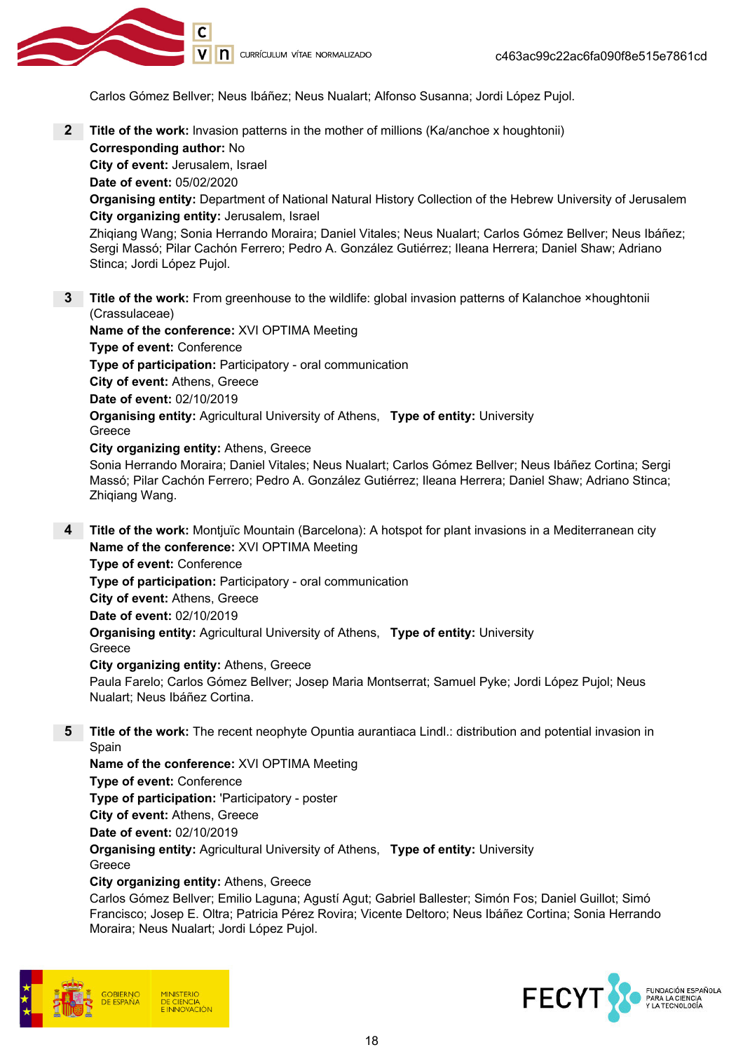Carlos Gómez Bellver; Neus Ibáñez; Neus Nualart; Alfonso Susanna; Jordi López Pujol.

**2** **Title of the work:** Invasion patterns in the mother of millions (Ka/anchoe x houghtonii)
**Corresponding author:** No
**City of event:** Jerusalem, Israel
**Date of event:** 05/02/2020
**Organising entity:** Department of National Natural History Collection of the Hebrew University of Jerusalem
**City organizing entity:** Jerusalem, Israel
Zhiqiang Wang; Sonia Herrando Moraira; Daniel Vitales; Neus Nualart; Carlos Gómez Bellver; Neus Ibáñez; Sergi Massó; Pilar Cachón Ferrero; Pedro A. González Gutiérrez; Ileana Herrera; Daniel Shaw; Adriano Stinca; Jordi López Pujol.

**3** **Title of the work:** From greenhouse to the wildlife: global invasion patterns of Kalanchoe ×houghtonii (Crassulaceae)
**Name of the conference:** XVI OPTIMA Meeting
**Type of event:** Conference
**Type of participation:** Participatory - oral communication
**City of event:** Athens, Greece
**Date of event:** 02/10/2019
**Organising entity:** Agricultural University of Athens, **Type of entity:** University
Greece
**City organizing entity:** Athens, Greece
Sonia Herrando Moraira; Daniel Vitales; Neus Nualart; Carlos Gómez Bellver; Neus Ibáñez Cortina; Sergi Massó; Pilar Cachón Ferrero; Pedro A. González Gutiérrez; Ileana Herrera; Daniel Shaw; Adriano Stinca; Zhiqiang Wang.

**4** **Title of the work:** Montjuïc Mountain (Barcelona): A hotspot for plant invasions in a Mediterranean city
**Name of the conference:** XVI OPTIMA Meeting
**Type of event:** Conference
**Type of participation:** Participatory - oral communication
**City of event:** Athens, Greece
**Date of event:** 02/10/2019
**Organising entity:** Agricultural University of Athens, **Type of entity:** University
Greece
**City organizing entity:** Athens, Greece
Paula Farelo; Carlos Gómez Bellver; Josep Maria Montserrat; Samuel Pyke; Jordi López Pujol; Neus Nualart; Neus Ibáñez Cortina.

**5** **Title of the work:** The recent neophyte Opuntia aurantiaca Lindl.: distribution and potential invasion in Spain
**Name of the conference:** XVI OPTIMA Meeting
**Type of event:** Conference
**Type of participation:** 'Participatory - poster
**City of event:** Athens, Greece
**Date of event:** 02/10/2019
**Organising entity:** Agricultural University of Athens, **Type of entity:** University
Greece
**City organizing entity:** Athens, Greece
Carlos Gómez Bellver; Emilio Laguna; Agustí Agut; Gabriel Ballester; Simón Fos; Daniel Guillot; Simó Francisco; Josep E. Oltra; Patricia Pérez Rovira; Vicente Deltoro; Neus Ibáñez Cortina; Sonia Herrando Moraira; Neus Nualart; Jordi López Pujol.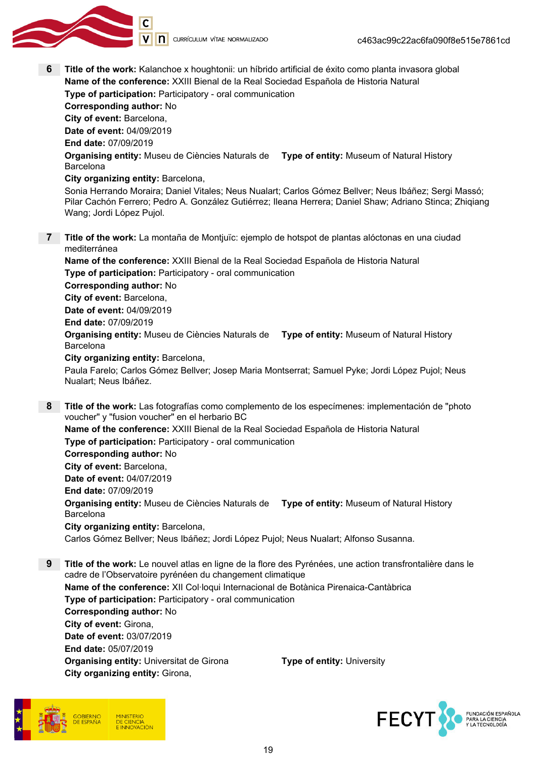**6** **Title of the work:** Kalanchoe x houghtonii: un híbrido artificial de éxito como planta invasora global
**Name of the conference:** XXIII Bienal de la Real Sociedad Española de Historia Natural
**Type of participation:** Participatory - oral communication
**Corresponding author:** No
**City of event:** Barcelona,
**Date of event:** 04/09/2019
**End date:** 07/09/2019
**Organising entity:** Museu de Ciències Naturals de Barcelona **Type of entity:** Museum of Natural History
**City organizing entity:** Barcelona,
Sonia Herrando Moraira; Daniel Vitales; Neus Nualart; Carlos Gómez Bellver; Neus Ibáñez; Sergi Massó; Pilar Cachón Ferrero; Pedro A. González Gutiérrez; Ileana Herrera; Daniel Shaw; Adriano Stinca; Zhiqiang Wang; Jordi López Pujol.

**7** **Title of the work:** La montaña de Montjuïc: ejemplo de hotspot de plantas alóctonas en una ciudad mediterránea
**Name of the conference:** XXIII Bienal de la Real Sociedad Española de Historia Natural
**Type of participation:** Participatory - oral communication
**Corresponding author:** No
**City of event:** Barcelona,
**Date of event:** 04/09/2019
**End date:** 07/09/2019
**Organising entity:** Museu de Ciències Naturals de Barcelona **Type of entity:** Museum of Natural History
**City organizing entity:** Barcelona,
Paula Farelo; Carlos Gómez Bellver; Josep Maria Montserrat; Samuel Pyke; Jordi López Pujol; Neus Nualart; Neus Ibáñez.

**8** **Title of the work:** Las fotografías como complemento de los especímenes: implementación de "photo voucher" y "fusion voucher" en el herbario BC
**Name of the conference:** XXIII Bienal de la Real Sociedad Española de Historia Natural
**Type of participation:** Participatory - oral communication
**Corresponding author:** No
**City of event:** Barcelona,
**Date of event:** 04/07/2019
**End date:** 07/09/2019
**Organising entity:** Museu de Ciències Naturals de Barcelona **Type of entity:** Museum of Natural History
**City organizing entity:** Barcelona,
Carlos Gómez Bellver; Neus Ibáñez; Jordi López Pujol; Neus Nualart; Alfonso Susanna.

**9** **Title of the work:** Le nouvel atlas en ligne de la flore des Pyrénées, une action transfrontalière dans le cadre de l'Observatoire pyrénéen du changement climatique
**Name of the conference:** XII Col·loqui Internacional de Botànica Pirenaica-Cantàbrica
**Type of participation:** Participatory - oral communication
**Corresponding author:** No
**City of event:** Girona,
**Date of event:** 03/07/2019
**End date:** 05/07/2019
**Organising entity:** Universitat de Girona **Type of entity:** University
**City organizing entity:** Girona,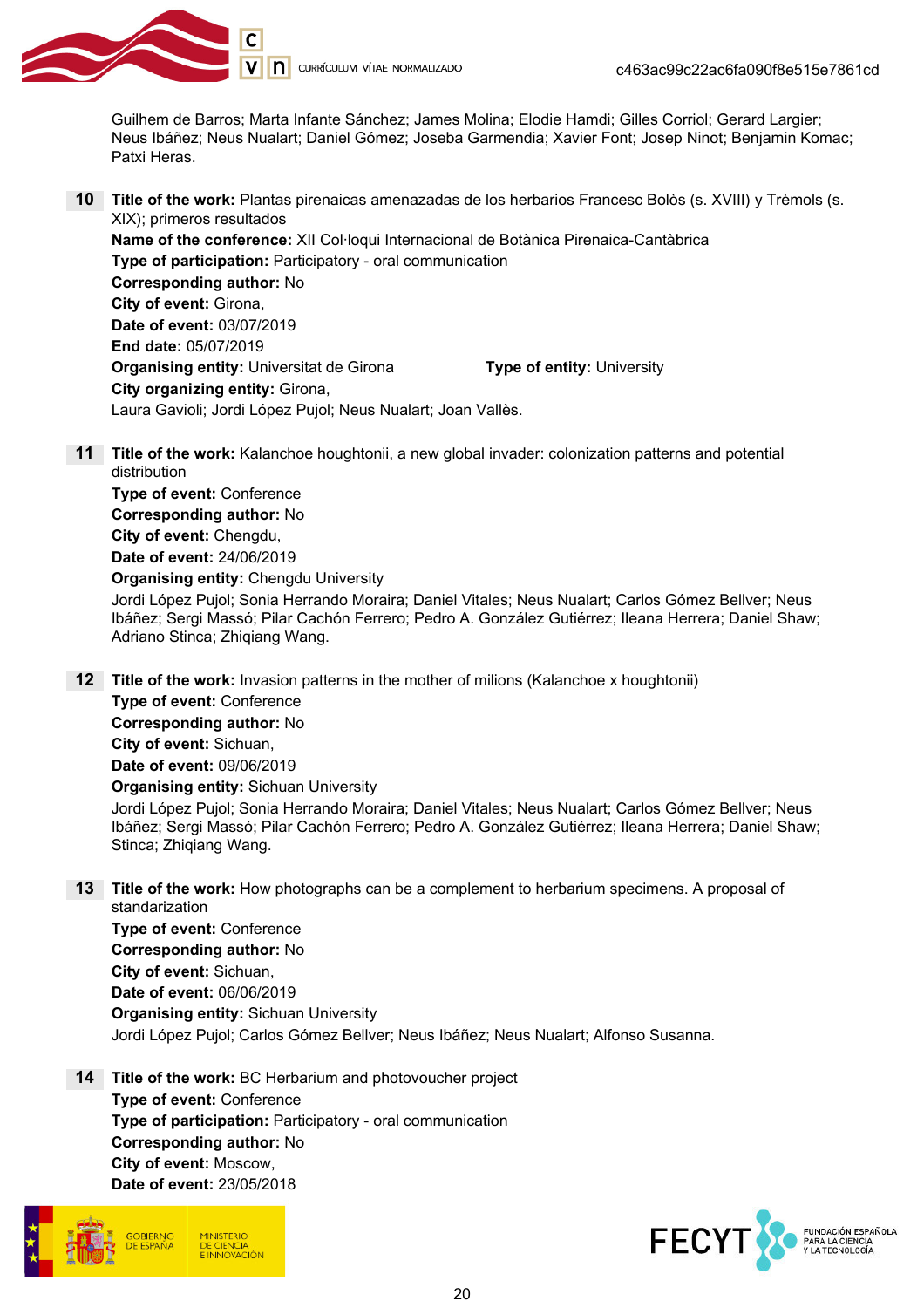Guilhem de Barros; Marta Infante Sánchez; James Molina; Elodie Hamdi; Gilles Corriol; Gerard Largier; Neus Ibáñez; Neus Nualart; Daniel Gómez; Joseba Garmendia; Xavier Font; Josep Ninot; Benjamin Komac; Patxi Heras.

**10** **Title of the work:** Plantas pirenaicas amenazadas de los herbarios Francesc Bolòs (s. XVIII) y Trèmols (s. XIX); primeros resultados
**Name of the conference:** XII Col·loqui Internacional de Botànica Pirenaica-Cantàbrica
**Type of participation:** Participatory - oral communication
**Corresponding author:** No
**City of event:** Girona,
**Date of event:** 03/07/2019
**End date:** 05/07/2019
**Organising entity:** Universitat de Girona **Type of entity:** University
**City organizing entity:** Girona,
Laura Gavioli; Jordi López Pujol; Neus Nualart; Joan Vallès.

**11** **Title of the work:** Kalanchoe houghtonii, a new global invader: colonization patterns and potential distribution
**Type of event:** Conference
**Corresponding author:** No
**City of event:** Chengdu,
**Date of event:** 24/06/2019
**Organising entity:** Chengdu University
Jordi López Pujol; Sonia Herrando Moraira; Daniel Vitales; Neus Nualart; Carlos Gómez Bellver; Neus Ibáñez; Sergi Massó; Pilar Cachón Ferrero; Pedro A. González Gutiérrez; Ileana Herrera; Daniel Shaw; Adriano Stinca; Zhiqiang Wang.

**12** **Title of the work:** Invasion patterns in the mother of milions (Kalanchoe x houghtonii)
**Type of event:** Conference
**Corresponding author:** No
**City of event:** Sichuan,
**Date of event:** 09/06/2019
**Organising entity:** Sichuan University
Jordi López Pujol; Sonia Herrando Moraira; Daniel Vitales; Neus Nualart; Carlos Gómez Bellver; Neus Ibáñez; Sergi Massó; Pilar Cachón Ferrero; Pedro A. González Gutiérrez; Ileana Herrera; Daniel Shaw; Stinca; Zhiqiang Wang.

**13** **Title of the work:** How photographs can be a complement to herbarium specimens. A proposal of standarization
**Type of event:** Conference
**Corresponding author:** No
**City of event:** Sichuan,
**Date of event:** 06/06/2019
**Organising entity:** Sichuan University
Jordi López Pujol; Carlos Gómez Bellver; Neus Ibáñez; Neus Nualart; Alfonso Susanna.

**14** **Title of the work:** BC Herbarium and photovoucher project
**Type of event:** Conference
**Type of participation:** Participatory - oral communication
**Corresponding author:** No
**City of event:** Moscow,
**Date of event:** 23/05/2018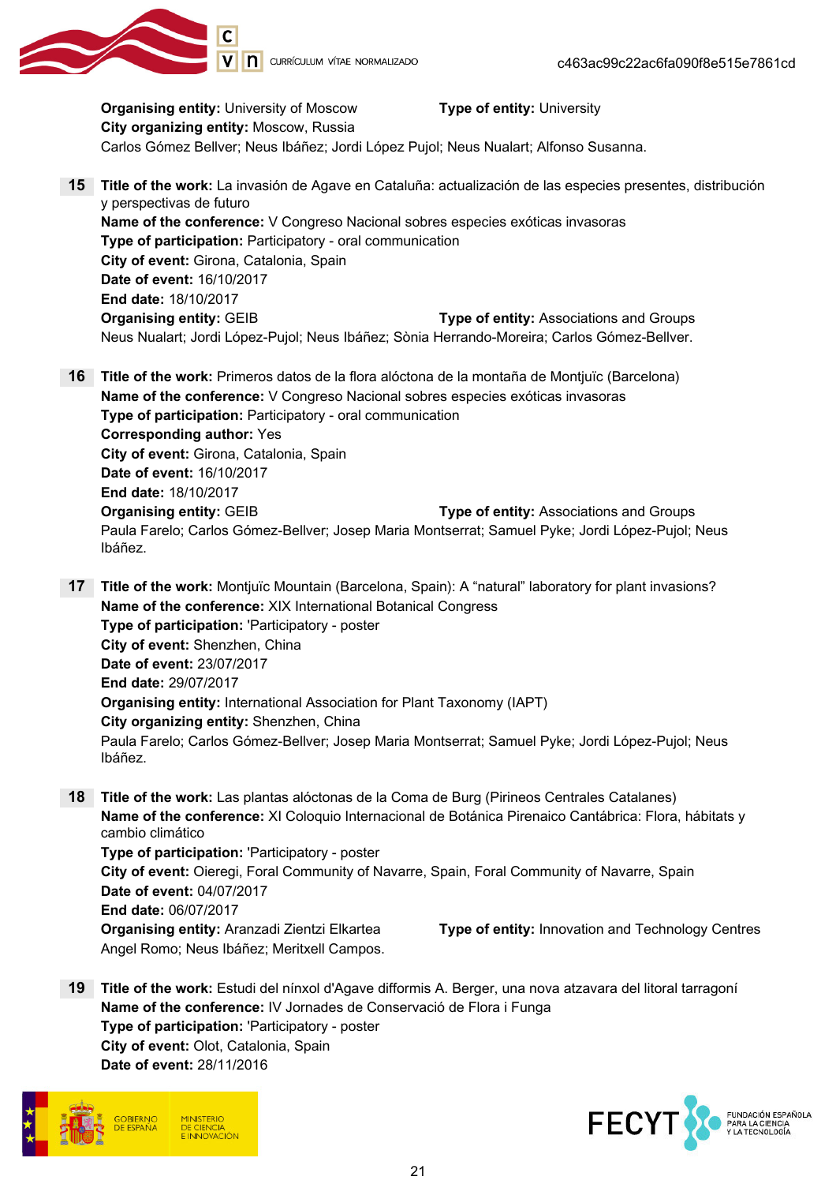**Organising entity:** University of Moscow **Type of entity:** University
**City organizing entity:** Moscow, Russia
Carlos Gómez Bellver; Neus Ibáñez; Jordi López Pujol; Neus Nualart; Alfonso Susanna.

**15** **Title of the work:** La invasión de Agave en Cataluña: actualización de las especies presentes, distribución y perspectivas de futuro
**Name of the conference:** V Congreso Nacional sobres especies exóticas invasoras
**Type of participation:** Participatory - oral communication
**City of event:** Girona, Catalonia, Spain
**Date of event:** 16/10/2017
**End date:** 18/10/2017
**Organising entity:** GEIB **Type of entity:** Associations and Groups
Neus Nualart; Jordi López-Pujol; Neus Ibáñez; Sònia Herrando-Moreira; Carlos Gómez-Bellver.

**16** **Title of the work:** Primeros datos de la flora alóctona de la montaña de Montjuïc (Barcelona)
**Name of the conference:** V Congreso Nacional sobres especies exóticas invasoras
**Type of participation:** Participatory - oral communication
**Corresponding author:** Yes
**City of event:** Girona, Catalonia, Spain
**Date of event:** 16/10/2017
**End date:** 18/10/2017
**Organising entity:** GEIB **Type of entity:** Associations and Groups
Paula Farelo; Carlos Gómez-Bellver; Josep Maria Montserrat; Samuel Pyke; Jordi López-Pujol; Neus Ibáñez.

**17** **Title of the work:** Montjuïc Mountain (Barcelona, Spain): A "natural" laboratory for plant invasions?
**Name of the conference:** XIX International Botanical Congress
**Type of participation:** 'Participatory - poster
**City of event:** Shenzhen, China
**Date of event:** 23/07/2017
**End date:** 29/07/2017
**Organising entity:** International Association for Plant Taxonomy (IAPT)
**City organizing entity:** Shenzhen, China
Paula Farelo; Carlos Gómez-Bellver; Josep Maria Montserrat; Samuel Pyke; Jordi López-Pujol; Neus Ibáñez.

**18** **Title of the work:** Las plantas alóctonas de la Coma de Burg (Pirineos Centrales Catalanes)
**Name of the conference:** XI Coloquio Internacional de Botánica Pirenaico Cantábrica: Flora, hábitats y cambio climático
**Type of participation:** 'Participatory - poster
**City of event:** Oieregi, Foral Community of Navarre, Spain, Foral Community of Navarre, Spain
**Date of event:** 04/07/2017
**End date:** 06/07/2017
**Organising entity:** Aranzadi Zientzi Elkartea **Type of entity:** Innovation and Technology Centres
Angel Romo; Neus Ibáñez; Meritxell Campos.

**19** **Title of the work:** Estudi del nínxol d'Agave difformis A. Berger, una nova atzavara del litoral tarragoní
**Name of the conference:** IV Jornades de Conservació de Flora i Funga
**Type of participation:** 'Participatory - poster
**City of event:** Olot, Catalonia, Spain
**Date of event:** 28/11/2016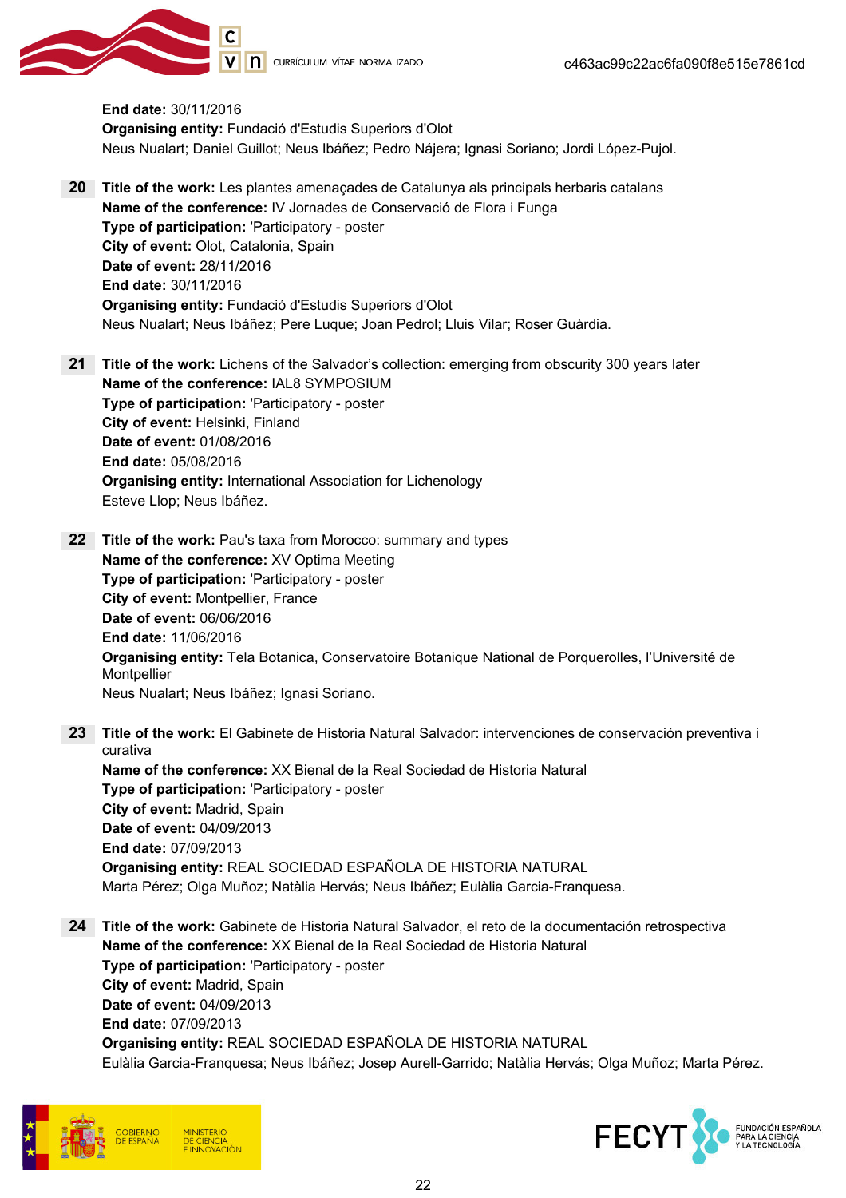**End date:** 30/11/2016
**Organising entity:** Fundació d'Estudis Superiors d'Olot
Neus Nualart; Daniel Guillot; Neus Ibáñez; Pedro Nájera; Ignasi Soriano; Jordi López-Pujol.

**20** **Title of the work:** Les plantes amenaçades de Catalunya als principals herbaris catalans
**Name of the conference:** IV Jornades de Conservació de Flora i Funga
**Type of participation:** 'Participatory - poster
**City of event:** Olot, Catalonia, Spain
**Date of event:** 28/11/2016
**End date:** 30/11/2016
**Organising entity:** Fundació d'Estudis Superiors d'Olot
Neus Nualart; Neus Ibáñez; Pere Luque; Joan Pedrol; Lluis Vilar; Roser Guàrdia.

**21** **Title of the work:** Lichens of the Salvador's collection: emerging from obscurity 300 years later
**Name of the conference:** IAL8 SYMPOSIUM
**Type of participation:** 'Participatory - poster
**City of event:** Helsinki, Finland
**Date of event:** 01/08/2016
**End date:** 05/08/2016
**Organising entity:** International Association for Lichenology
Esteve Llop; Neus Ibáñez.

**22** **Title of the work:** Pau's taxa from Morocco: summary and types
**Name of the conference:** XV Optima Meeting
**Type of participation:** 'Participatory - poster
**City of event:** Montpellier, France
**Date of event:** 06/06/2016
**End date:** 11/06/2016
**Organising entity:** Tela Botanica, Conservatoire Botanique National de Porquerolles, l'Université de Montpellier
Neus Nualart; Neus Ibáñez; Ignasi Soriano.

**23** **Title of the work:** El Gabinete de Historia Natural Salvador: intervenciones de conservación preventiva i curativa
**Name of the conference:** XX Bienal de la Real Sociedad de Historia Natural
**Type of participation:** 'Participatory - poster
**City of event:** Madrid, Spain
**Date of event:** 04/09/2013
**End date:** 07/09/2013
**Organising entity:** REAL SOCIEDAD ESPAÑOLA DE HISTORIA NATURAL
Marta Pérez; Olga Muñoz; Natàlia Hervás; Neus Ibáñez; Eulàlia Garcia-Franquesa.

**24** **Title of the work:** Gabinete de Historia Natural Salvador, el reto de la documentación retrospectiva
**Name of the conference:** XX Bienal de la Real Sociedad de Historia Natural
**Type of participation:** 'Participatory - poster
**City of event:** Madrid, Spain
**Date of event:** 04/09/2013
**End date:** 07/09/2013
**Organising entity:** REAL SOCIEDAD ESPAÑOLA DE HISTORIA NATURAL
Eulàlia Garcia-Franquesa; Neus Ibáñez; Josep Aurell-Garrido; Natàlia Hervás; Olga Muñoz; Marta Pérez.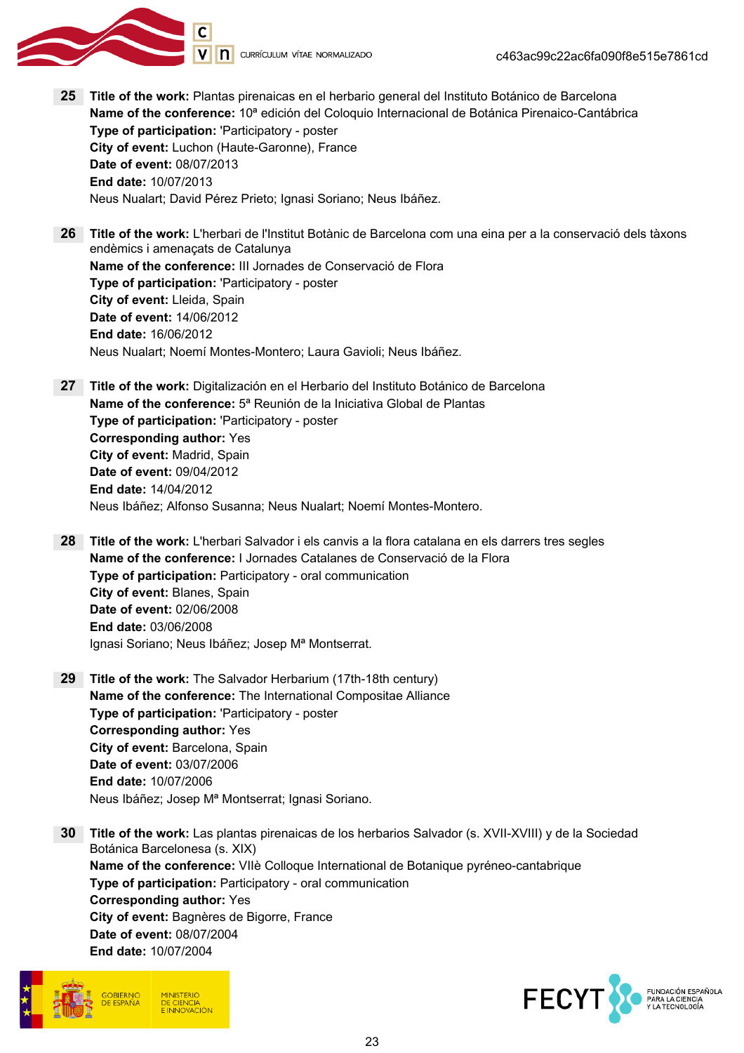**25** **Title of the work:** Plantas pirenaicas en el herbario general del Instituto Botánico de Barcelona
**Name of the conference:** 10ª edición del Coloquio Internacional de Botánica Pirenaico-Cantábrica
**Type of participation:** 'Participatory - poster
**City of event:** Luchon (Haute-Garonne), France
**Date of event:** 08/07/2013
**End date:** 10/07/2013
Neus Nualart; David Pérez Prieto; Ignasi Soriano; Neus Ibáñez.

**26** **Title of the work:** L'herbari de l'Institut Botànic de Barcelona com una eina per a la conservació dels tàxons endèmics i amenaçats de Catalunya
**Name of the conference:** III Jornades de Conservació de Flora
**Type of participation:** 'Participatory - poster
**City of event:** Lleida, Spain
**Date of event:** 14/06/2012
**End date:** 16/06/2012
Neus Nualart; Noemí Montes-Montero; Laura Gavioli; Neus Ibáñez.

**27** **Title of the work:** Digitalización en el Herbario del Instituto Botánico de Barcelona
**Name of the conference:** 5ª Reunión de la Iniciativa Global de Plantas
**Type of participation:** 'Participatory - poster
**Corresponding author:** Yes
**City of event:** Madrid, Spain
**Date of event:** 09/04/2012
**End date:** 14/04/2012
Neus Ibáñez; Alfonso Susanna; Neus Nualart; Noemí Montes-Montero.

**28** **Title of the work:** L'herbari Salvador i els canvis a la flora catalana en els darrers tres segles
**Name of the conference:** I Jornades Catalanes de Conservació de la Flora
**Type of participation:** Participatory - oral communication
**City of event:** Blanes, Spain
**Date of event:** 02/06/2008
**End date:** 03/06/2008
Ignasi Soriano; Neus Ibáñez; Josep Mª Montserrat.

**29** **Title of the work:** The Salvador Herbarium (17th-18th century)
**Name of the conference:** The International Compositae Alliance
**Type of participation:** 'Participatory - poster
**Corresponding author:** Yes
**City of event:** Barcelona, Spain
**Date of event:** 03/07/2006
**End date:** 10/07/2006
Neus Ibáñez; Josep Mª Montserrat; Ignasi Soriano.

**30** **Title of the work:** Las plantas pirenaicas de los herbarios Salvador (s. XVII-XVIII) y de la Sociedad Botánica Barcelonesa (s. XIX)
**Name of the conference:** VIIè Colloque International de Botanique pyréneo-cantabrique
**Type of participation:** Participatory - oral communication
**Corresponding author:** Yes
**City of event:** Bagnères de Bigorre, France
**Date of event:** 08/07/2004
**End date:** 10/07/2004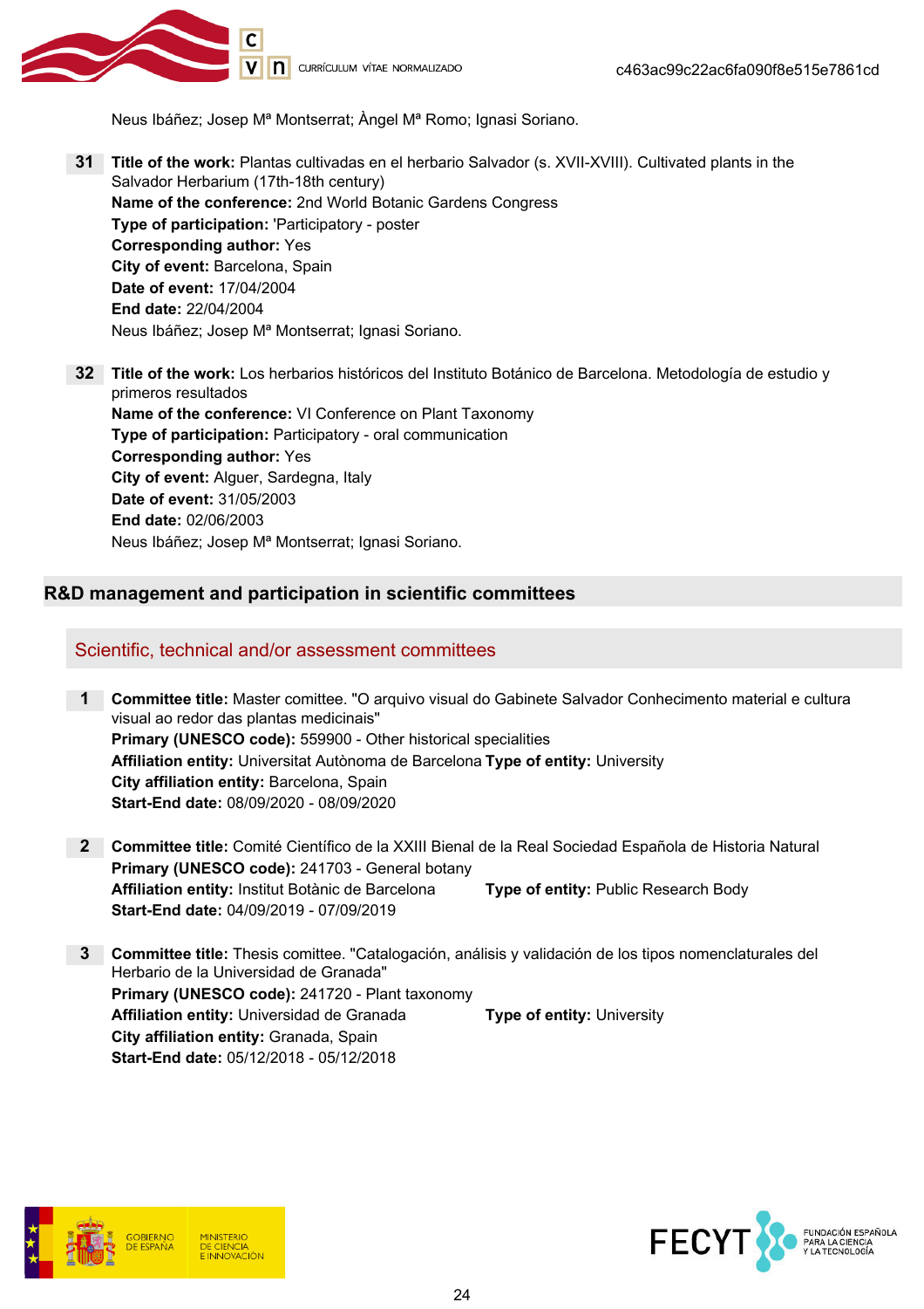Neus Ibáñez; Josep Mª Montserrat; Àngel Mª Romo; Ignasi Soriano.

**31** **Title of the work:** Plantas cultivadas en el herbario Salvador (s. XVII-XVIII). Cultivated plants in the Salvador Herbarium (17th-18th century)
**Name of the conference:** 2nd World Botanic Gardens Congress
**Type of participation:** 'Participatory - poster
**Corresponding author:** Yes
**City of event:** Barcelona, Spain
**Date of event:** 17/04/2004
**End date:** 22/04/2004
Neus Ibáñez; Josep Mª Montserrat; Ignasi Soriano.

**32** **Title of the work:** Los herbarios históricos del Instituto Botánico de Barcelona. Metodología de estudio y primeros resultados
**Name of the conference:** VI Conference on Plant Taxonomy
**Type of participation:** Participatory - oral communication
**Corresponding author:** Yes
**City of event:** Alguer, Sardegna, Italy
**Date of event:** 31/05/2003
**End date:** 02/06/2003
Neus Ibáñez; Josep Mª Montserrat; Ignasi Soriano.

## R&D management and participation in scientific committees

### Scientific, technical and/or assessment committees

**1** **Committee title:** Master comittee. "O arquivo visual do Gabinete Salvador Conhecimento material e cultura visual ao redor das plantas medicinais"
**Primary (UNESCO code):** 559900 - Other historical specialities
**Affiliation entity:** Universitat Autònoma de Barcelona **Type of entity:** University
**City affiliation entity:** Barcelona, Spain
**Start-End date:** 08/09/2020 - 08/09/2020

**2** **Committee title:** Comité Científico de la XXIII Bienal de la Real Sociedad Española de Historia Natural
**Primary (UNESCO code):** 241703 - General botany
**Affiliation entity:** Institut Botànic de Barcelona **Type of entity:** Public Research Body
**Start-End date:** 04/09/2019 - 07/09/2019

**3** **Committee title:** Thesis comittee. "Catalogación, análisis y validación de los tipos nomenclaturales del Herbario de la Universidad de Granada"
**Primary (UNESCO code):** 241720 - Plant taxonomy
**Affiliation entity:** Universidad de Granada **Type of entity:** University
**City affiliation entity:** Granada, Spain
**Start-End date:** 05/12/2018 - 05/12/2018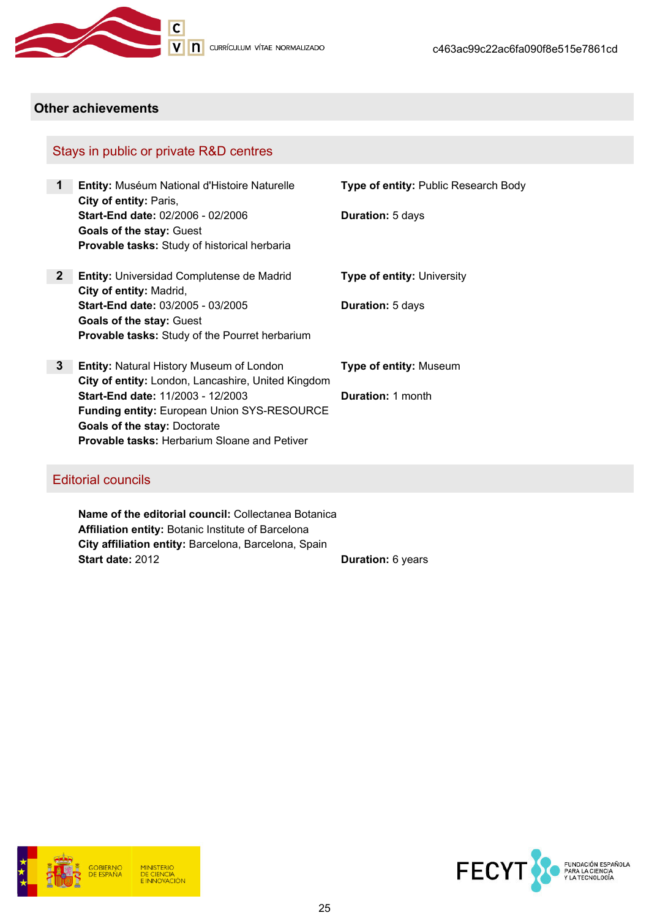## Other achievements

### Stays in public or private R&D centres

**1** **Entity:** Muséum National d'Histoire Naturelle **Type of entity:** Public Research Body
**City of entity:** Paris,
**Start-End date:** 02/2006 - 02/2006 **Duration:** 5 days
**Goals of the stay:** Guest
**Provable tasks:** Study of historical herbaria

**2** **Entity:** Universidad Complutense de Madrid **Type of entity:** University
**City of entity:** Madrid,
**Start-End date:** 03/2005 - 03/2005 **Duration:** 5 days
**Goals of the stay:** Guest
**Provable tasks:** Study of the Pourret herbarium

**3** **Entity:** Natural History Museum of London **Type of entity:** Museum
**City of entity:** London, Lancashire, United Kingdom
**Start-End date:** 11/2003 - 12/2003 **Duration:** 1 month
**Funding entity:** European Union SYS-RESOURCE
**Goals of the stay:** Doctorate
**Provable tasks:** Herbarium Sloane and Petiver

### Editorial councils

**Name of the editorial council:** Collectanea Botanica
**Affiliation entity:** Botanic Institute of Barcelona
**City affiliation entity:** Barcelona, Barcelona, Spain
**Start date:** 2012 **Duration:** 6 years